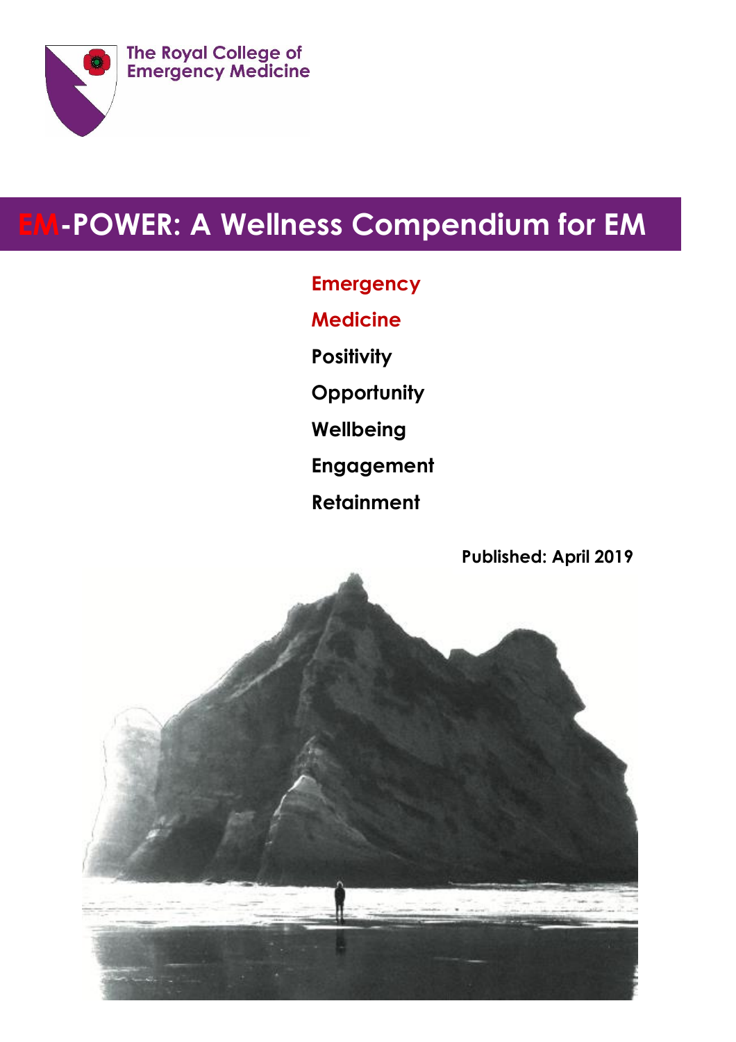The Royal College of Emergency Medicine

# EM-POWER: A Wellness Compendium for EM

**Emergency**

**Medicine**

**Positivity**

**Opportunity**

**Wellbeing**

**Engagement**

**Retainment**

**Published: April 2019**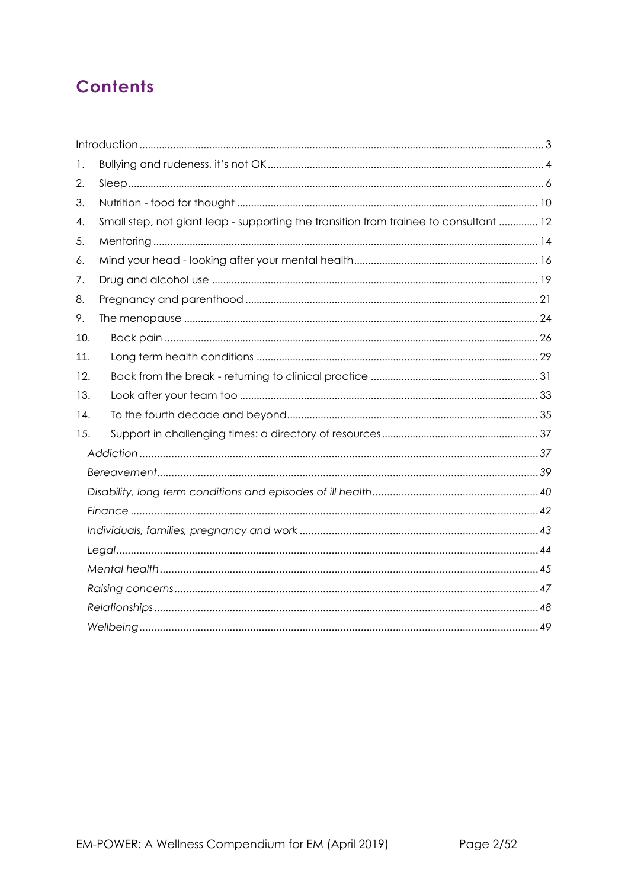# Contents

Introduction ... 3

1. Bullying and rudeness, it's not OK ... 4
2. Sleep ... 6
3. Nutrition - food for thought ... 10
4. Small step, not giant leap - supporting the transition from trainee to consultant ... 12
5. Mentoring ... 14
6. Mind your head - looking after your mental health ... 16
7. Drug and alcohol use ... 19
8. Pregnancy and parenthood ... 21
9. The menopause ... 24
10. Back pain ... 26
11. Long term health conditions ... 29
12. Back from the break - returning to clinical practice ... 31
13. Look after your team too ... 33
14. To the fourth decade and beyond ... 35
15. Support in challenging times: a directory of resources ... 37
    - *Addiction ... 37*
    - *Bereavement ... 39*
    - *Disability, long term conditions and episodes of ill health ... 40*
    - *Finance ... 42*
    - *Individuals, families, pregnancy and work ... 43*
    - *Legal ... 44*
    - *Mental health ... 45*
    - *Raising concerns ... 47*
    - *Relationships ... 48*
    - *Wellbeing ... 49*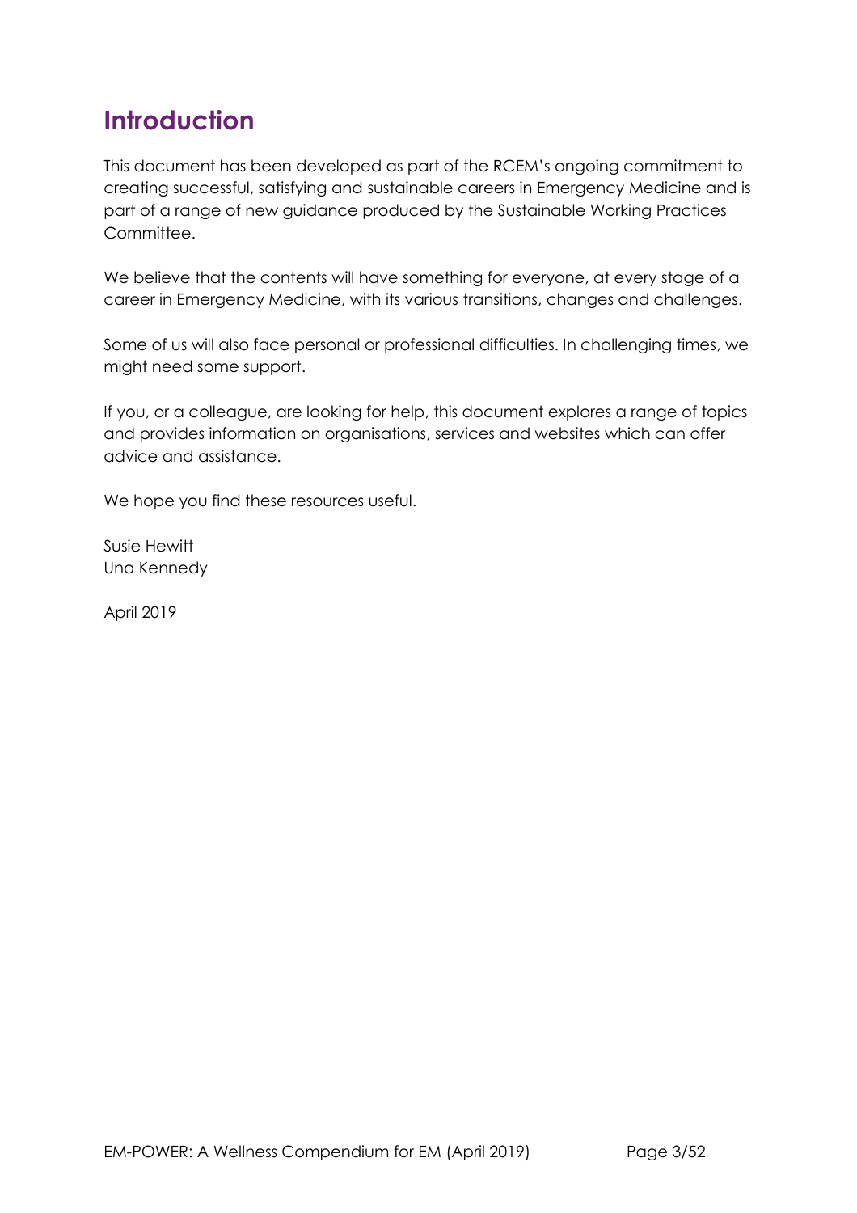# Introduction

This document has been developed as part of the RCEM's ongoing commitment to creating successful, satisfying and sustainable careers in Emergency Medicine and is part of a range of new guidance produced by the Sustainable Working Practices Committee.

We believe that the contents will have something for everyone, at every stage of a career in Emergency Medicine, with its various transitions, changes and challenges.

Some of us will also face personal or professional difficulties. In challenging times, we might need some support.

If you, or a colleague, are looking for help, this document explores a range of topics and provides information on organisations, services and websites which can offer advice and assistance.

We hope you find these resources useful.

Susie Hewitt
Una Kennedy

April 2019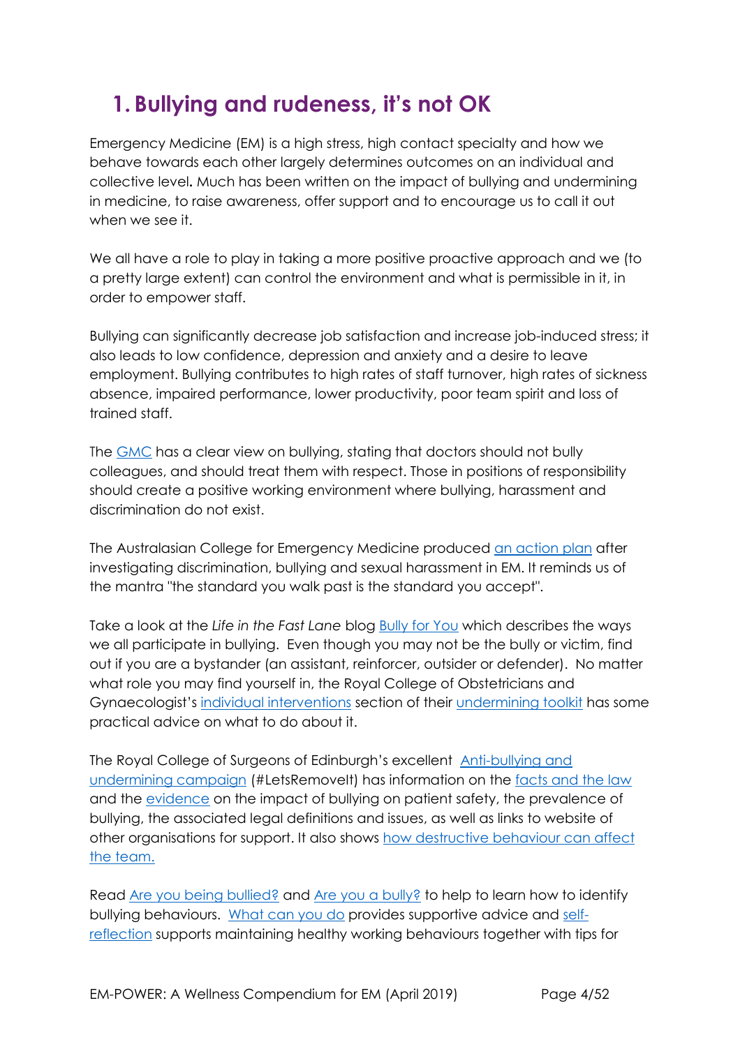# 1. Bullying and rudeness, it's not OK

Emergency Medicine (EM) is a high stress, high contact specialty and how we behave towards each other largely determines outcomes on an individual and collective level**.** Much has been written on the impact of bullying and undermining in medicine, to raise awareness, offer support and to encourage us to call it out when we see it.

We all have a role to play in taking a more positive proactive approach and we (to a pretty large extent) can control the environment and what is permissible in it, in order to empower staff.

Bullying can significantly decrease job satisfaction and increase job-induced stress; it also leads to low confidence, depression and anxiety and a desire to leave employment. Bullying contributes to high rates of staff turnover, high rates of sickness absence, impaired performance, lower productivity, poor team spirit and loss of trained staff.

The GMC has a clear view on bullying, stating that doctors should not bully colleagues, and should treat them with respect. Those in positions of responsibility should create a positive working environment where bullying, harassment and discrimination do not exist.

The Australasian College for Emergency Medicine produced an action plan after investigating discrimination, bullying and sexual harassment in EM. It reminds us of the mantra "the standard you walk past is the standard you accept".

Take a look at the *Life in the Fast Lane* blog Bully for You which describes the ways we all participate in bullying. Even though you may not be the bully or victim, find out if you are a bystander (an assistant, reinforcer, outsider or defender). No matter what role you may find yourself in, the Royal College of Obstetricians and Gynaecologist's individual interventions section of their undermining toolkit has some practical advice on what to do about it.

The Royal College of Surgeons of Edinburgh's excellent Anti-bullying and undermining campaign (#LetsRemoveIt) has information on the facts and the law and the evidence on the impact of bullying on patient safety, the prevalence of bullying, the associated legal definitions and issues, as well as links to website of other organisations for support. It also shows how destructive behaviour can affect the team.

Read Are you being bullied? and Are you a bully? to help to learn how to identify bullying behaviours. What can you do provides supportive advice and self-reflection supports maintaining healthy working behaviours together with tips for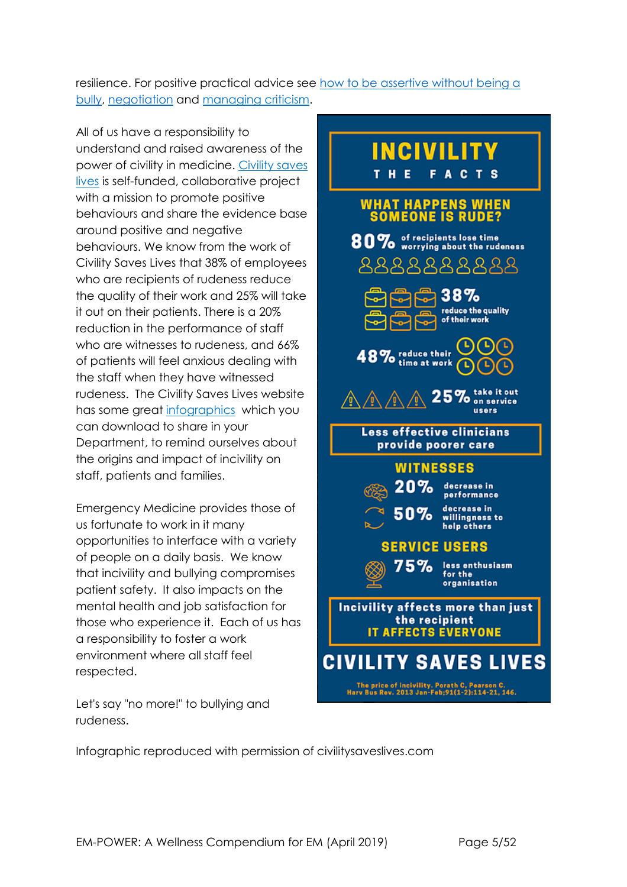resilience. For positive practical advice see how to be assertive without being a bully, negotiation and managing criticism.

All of us have a responsibility to understand and raised awareness of the power of civility in medicine. Civility saves lives is self-funded, collaborative project with a mission to promote positive behaviours and share the evidence base around positive and negative behaviours. We know from the work of Civility Saves Lives that 38% of employees who are recipients of rudeness reduce the quality of their work and 25% will take it out on their patients. There is a 20% reduction in the performance of staff who are witnesses to rudeness, and 66% of patients will feel anxious dealing with the staff when they have witnessed rudeness. The Civility Saves Lives website has some great infographics which you can download to share in your Department, to remind ourselves about the origins and impact of incivility on staff, patients and families.

Emergency Medicine provides those of us fortunate to work in it many opportunities to interface with a variety of people on a daily basis. We know that incivility and bullying compromises patient safety. It also impacts on the mental health and job satisfaction for those who experience it. Each of us has a responsibility to foster a work environment where all staff feel respected.

Let's say "no more!" to bullying and rudeness.

**INCIVILITY**
**THE FACTS**

**WHAT HAPPENS WHEN SOMEONE IS RUDE?**

**80%** of recipients lose time worrying about the rudeness

**38%** reduce the quality of their work

**48%** reduce their time at work

**25%** take it out on service users

**Less effective clinicians provide poorer care**

**WITNESSES**

**20%** decrease in performance

**50%** decrease in willingness to help others

**SERVICE USERS**

**75%** less enthusiasm for the organisation

**Incivility affects more than just the recipient**
**IT AFFECTS EVERYONE**

**CIVILITY SAVES LIVES**

The price of incivility. Porath C, Pearson C. Harv Bus Rev. 2013 Jan-Feb;91(1-2):114-21, 146.

Infographic reproduced with permission of civilitysaveslives.com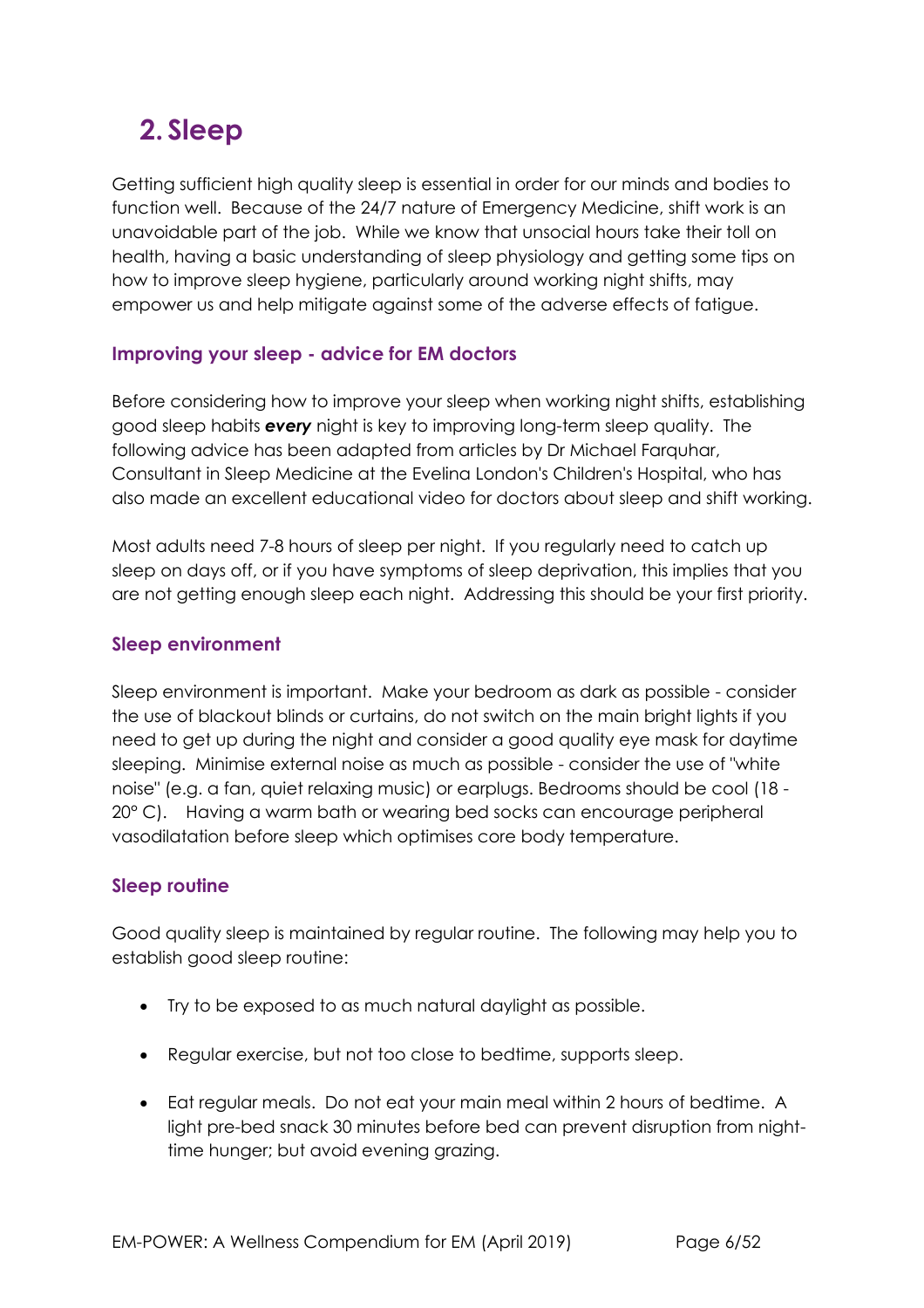# 2. Sleep

Getting sufficient high quality sleep is essential in order for our minds and bodies to function well. Because of the 24/7 nature of Emergency Medicine, shift work is an unavoidable part of the job. While we know that unsocial hours take their toll on health, having a basic understanding of sleep physiology and getting some tips on how to improve sleep hygiene, particularly around working night shifts, may empower us and help mitigate against some of the adverse effects of fatigue.

### Improving your sleep - advice for EM doctors

Before considering how to improve your sleep when working night shifts, establishing good sleep habits ***every*** night is key to improving long-term sleep quality. The following advice has been adapted from articles by Dr Michael Farquhar, Consultant in Sleep Medicine at the Evelina London's Children's Hospital, who has also made an excellent educational video for doctors about sleep and shift working.

Most adults need 7-8 hours of sleep per night. If you regularly need to catch up sleep on days off, or if you have symptoms of sleep deprivation, this implies that you are not getting enough sleep each night. Addressing this should be your first priority.

### Sleep environment

Sleep environment is important. Make your bedroom as dark as possible - consider the use of blackout blinds or curtains, do not switch on the main bright lights if you need to get up during the night and consider a good quality eye mask for daytime sleeping. Minimise external noise as much as possible - consider the use of "white noise" (e.g. a fan, quiet relaxing music) or earplugs. Bedrooms should be cool (18 - 20° C). Having a warm bath or wearing bed socks can encourage peripheral vasodilatation before sleep which optimises core body temperature.

### Sleep routine

Good quality sleep is maintained by regular routine. The following may help you to establish good sleep routine:

- Try to be exposed to as much natural daylight as possible.
- Regular exercise, but not too close to bedtime, supports sleep.
- Eat regular meals. Do not eat your main meal within 2 hours of bedtime. A light pre-bed snack 30 minutes before bed can prevent disruption from night-time hunger; but avoid evening grazing.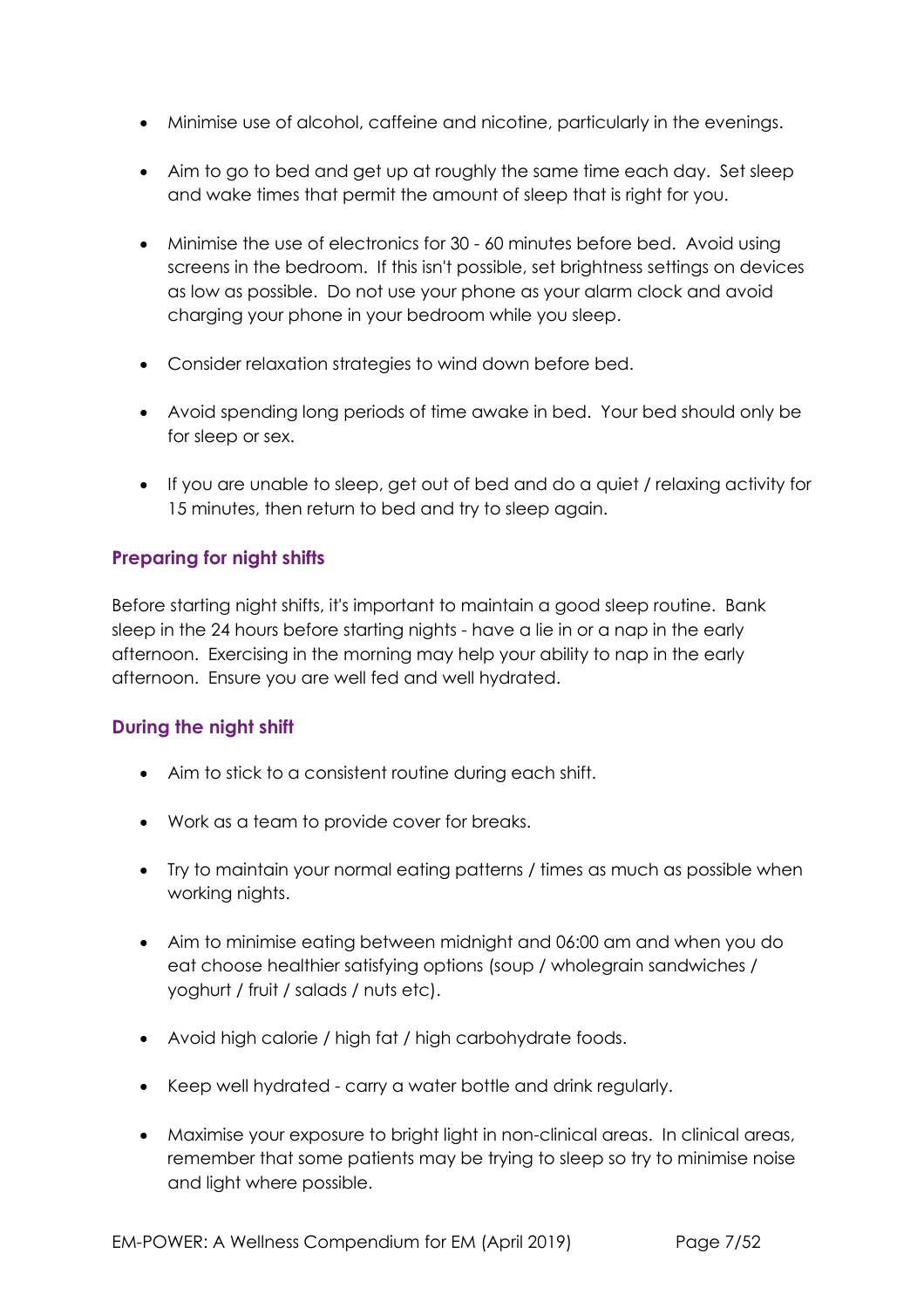- Minimise use of alcohol, caffeine and nicotine, particularly in the evenings.
- Aim to go to bed and get up at roughly the same time each day. Set sleep and wake times that permit the amount of sleep that is right for you.
- Minimise the use of electronics for 30 - 60 minutes before bed. Avoid using screens in the bedroom. If this isn't possible, set brightness settings on devices as low as possible. Do not use your phone as your alarm clock and avoid charging your phone in your bedroom while you sleep.
- Consider relaxation strategies to wind down before bed.
- Avoid spending long periods of time awake in bed. Your bed should only be for sleep or sex.
- If you are unable to sleep, get out of bed and do a quiet / relaxing activity for 15 minutes, then return to bed and try to sleep again.

### Preparing for night shifts

Before starting night shifts, it's important to maintain a good sleep routine. Bank sleep in the 24 hours before starting nights - have a lie in or a nap in the early afternoon. Exercising in the morning may help your ability to nap in the early afternoon. Ensure you are well fed and well hydrated.

### During the night shift

- Aim to stick to a consistent routine during each shift.
- Work as a team to provide cover for breaks.
- Try to maintain your normal eating patterns / times as much as possible when working nights.
- Aim to minimise eating between midnight and 06:00 am and when you do eat choose healthier satisfying options (soup / wholegrain sandwiches / yoghurt / fruit / salads / nuts etc).
- Avoid high calorie / high fat / high carbohydrate foods.
- Keep well hydrated - carry a water bottle and drink regularly.
- Maximise your exposure to bright light in non-clinical areas. In clinical areas, remember that some patients may be trying to sleep so try to minimise noise and light where possible.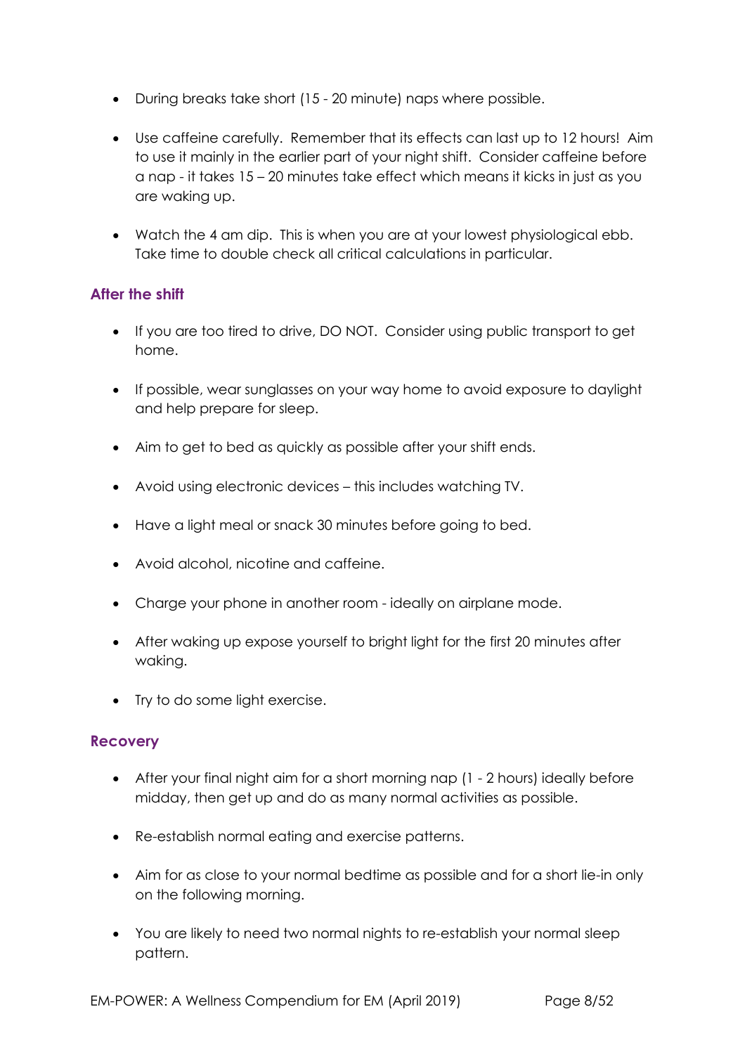- During breaks take short (15 - 20 minute) naps where possible.
- Use caffeine carefully. Remember that its effects can last up to 12 hours! Aim to use it mainly in the earlier part of your night shift. Consider caffeine before a nap - it takes 15 – 20 minutes take effect which means it kicks in just as you are waking up.
- Watch the 4 am dip. This is when you are at your lowest physiological ebb. Take time to double check all critical calculations in particular.

### After the shift

- If you are too tired to drive, DO NOT. Consider using public transport to get home.
- If possible, wear sunglasses on your way home to avoid exposure to daylight and help prepare for sleep.
- Aim to get to bed as quickly as possible after your shift ends.
- Avoid using electronic devices – this includes watching TV.
- Have a light meal or snack 30 minutes before going to bed.
- Avoid alcohol, nicotine and caffeine.
- Charge your phone in another room - ideally on airplane mode.
- After waking up expose yourself to bright light for the first 20 minutes after waking.
- Try to do some light exercise.

### Recovery

- After your final night aim for a short morning nap (1 - 2 hours) ideally before midday, then get up and do as many normal activities as possible.
- Re-establish normal eating and exercise patterns.
- Aim for as close to your normal bedtime as possible and for a short lie-in only on the following morning.
- You are likely to need two normal nights to re-establish your normal sleep pattern.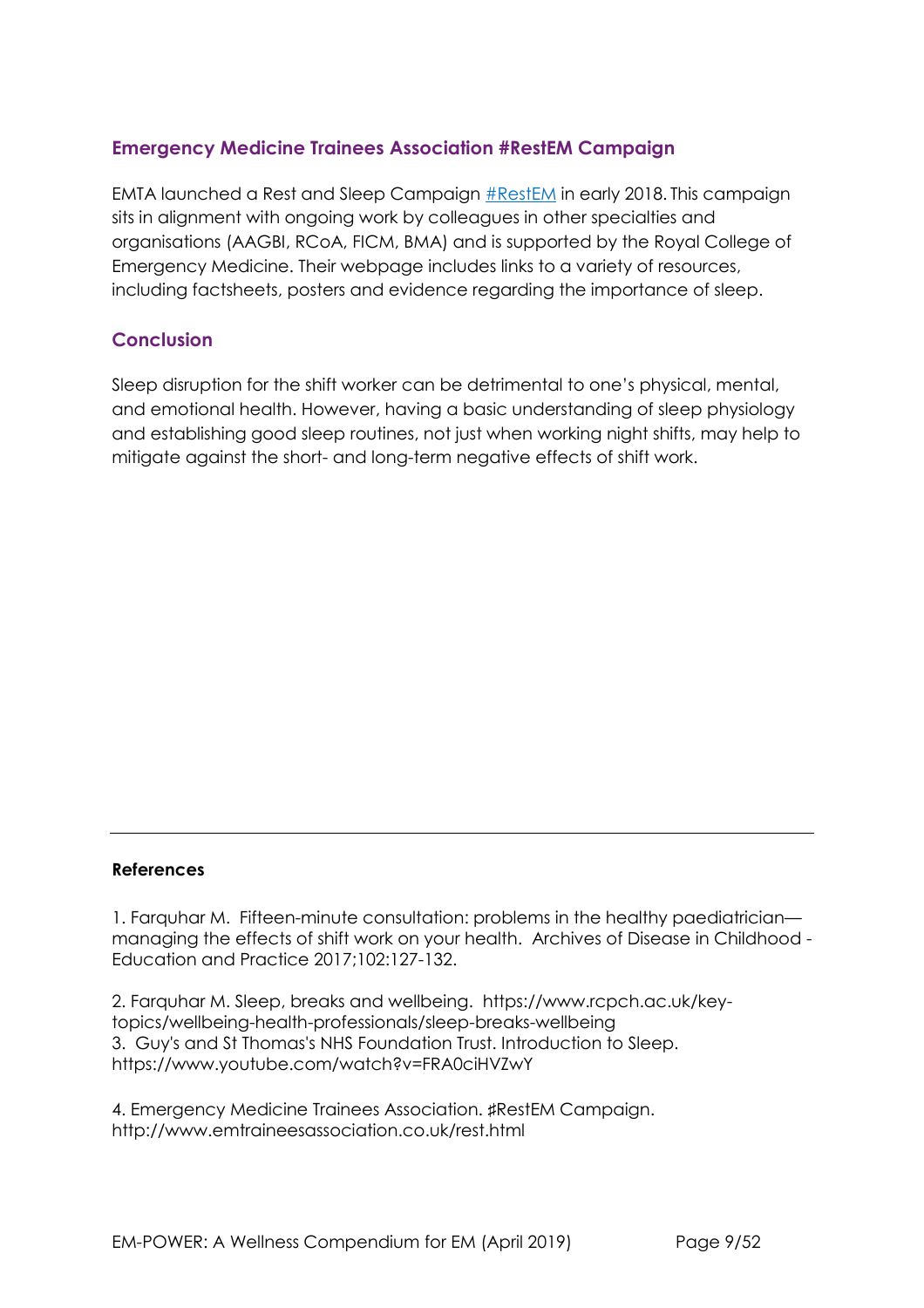## Emergency Medicine Trainees Association #RestEM Campaign

EMTA launched a Rest and Sleep Campaign [#RestEM](http://www.emtraineesassociation.co.uk/rest.html) in early 2018. This campaign sits in alignment with ongoing work by colleagues in other specialties and organisations (AAGBI, RCoA, FICM, BMA) and is supported by the Royal College of Emergency Medicine. Their webpage includes links to a variety of resources, including factsheets, posters and evidence regarding the importance of sleep.

## Conclusion

Sleep disruption for the shift worker can be detrimental to one's physical, mental, and emotional health. However, having a basic understanding of sleep physiology and establishing good sleep routines, not just when working night shifts, may help to mitigate against the short- and long-term negative effects of shift work.

---

**References**

1. Farquhar M. Fifteen-minute consultation: problems in the healthy paediatrician—managing the effects of shift work on your health. Archives of Disease in Childhood - Education and Practice 2017;102:127-132.

2. Farquhar M. Sleep, breaks and wellbeing. https://www.rcpch.ac.uk/key-topics/wellbeing-health-professionals/sleep-breaks-wellbeing

3. Guy's and St Thomas's NHS Foundation Trust. Introduction to Sleep. https://www.youtube.com/watch?v=FRA0ciHVZwY

4. Emergency Medicine Trainees Association. ♯RestEM Campaign. http://www.emtraineesassociation.co.uk/rest.html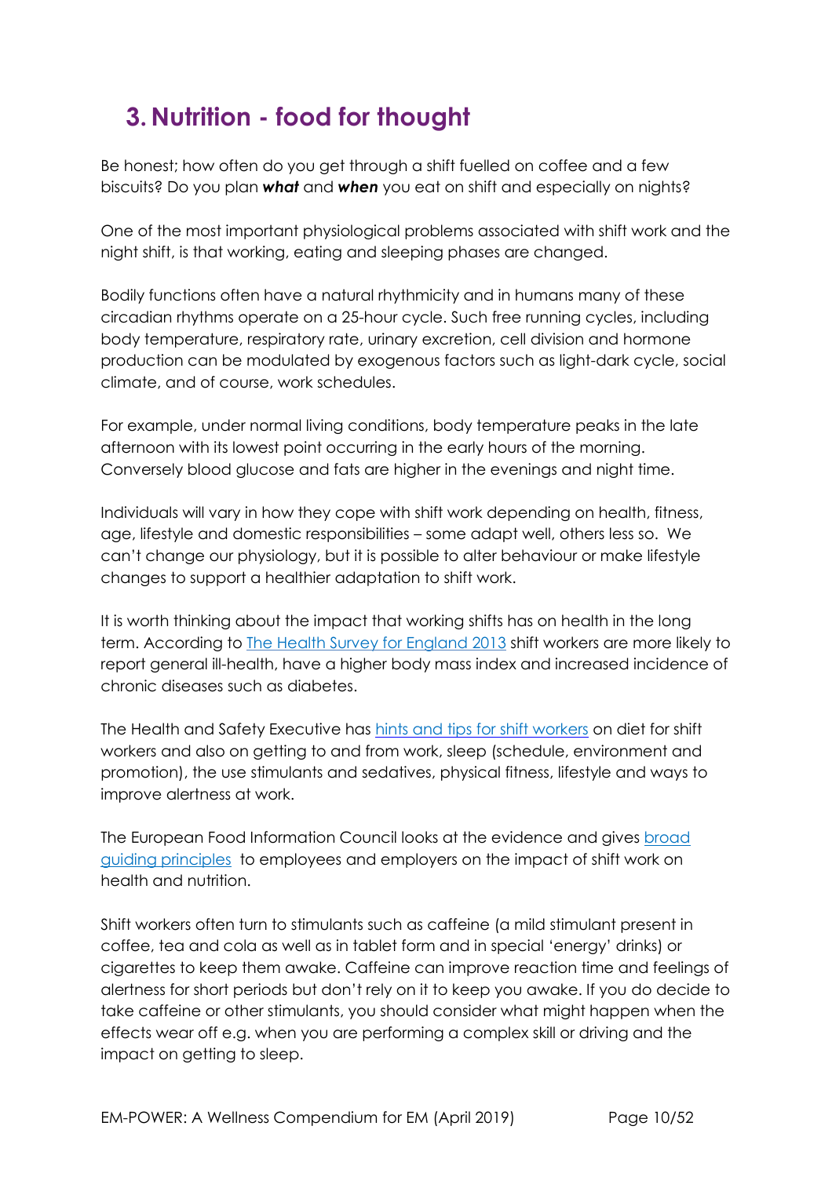## 3. Nutrition - food for thought

Be honest; how often do you get through a shift fuelled on coffee and a few biscuits? Do you plan ***what*** and ***when*** you eat on shift and especially on nights?

One of the most important physiological problems associated with shift work and the night shift, is that working, eating and sleeping phases are changed.

Bodily functions often have a natural rhythmicity and in humans many of these circadian rhythms operate on a 25-hour cycle. Such free running cycles, including body temperature, respiratory rate, urinary excretion, cell division and hormone production can be modulated by exogenous factors such as light-dark cycle, social climate, and of course, work schedules.

For example, under normal living conditions, body temperature peaks in the late afternoon with its lowest point occurring in the early hours of the morning. Conversely blood glucose and fats are higher in the evenings and night time.

Individuals will vary in how they cope with shift work depending on health, fitness, age, lifestyle and domestic responsibilities – some adapt well, others less so. We can't change our physiology, but it is possible to alter behaviour or make lifestyle changes to support a healthier adaptation to shift work.

It is worth thinking about the impact that working shifts has on health in the long term. According to The Health Survey for England 2013 shift workers are more likely to report general ill-health, have a higher body mass index and increased incidence of chronic diseases such as diabetes.

The Health and Safety Executive has hints and tips for shift workers on diet for shift workers and also on getting to and from work, sleep (schedule, environment and promotion), the use stimulants and sedatives, physical fitness, lifestyle and ways to improve alertness at work.

The European Food Information Council looks at the evidence and gives broad guiding principles to employees and employers on the impact of shift work on health and nutrition.

Shift workers often turn to stimulants such as caffeine (a mild stimulant present in coffee, tea and cola as well as in tablet form and in special 'energy' drinks) or cigarettes to keep them awake. Caffeine can improve reaction time and feelings of alertness for short periods but don't rely on it to keep you awake. If you do decide to take caffeine or other stimulants, you should consider what might happen when the effects wear off e.g. when you are performing a complex skill or driving and the impact on getting to sleep.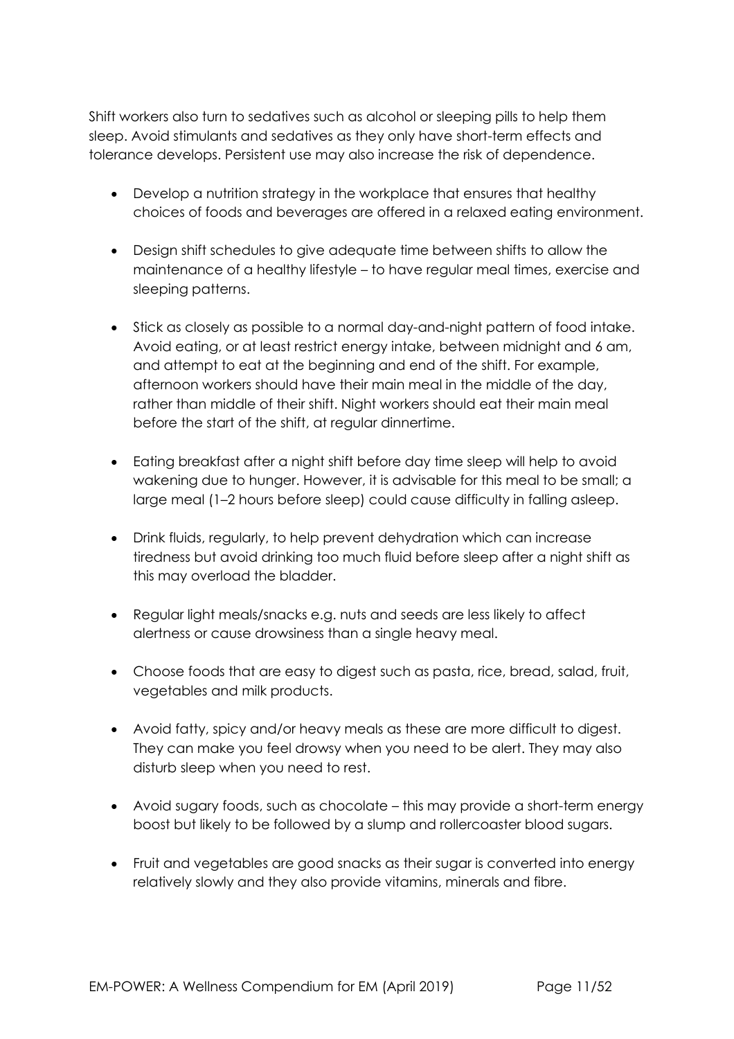Shift workers also turn to sedatives such as alcohol or sleeping pills to help them sleep. Avoid stimulants and sedatives as they only have short-term effects and tolerance develops. Persistent use may also increase the risk of dependence.

- Develop a nutrition strategy in the workplace that ensures that healthy choices of foods and beverages are offered in a relaxed eating environment.
- Design shift schedules to give adequate time between shifts to allow the maintenance of a healthy lifestyle – to have regular meal times, exercise and sleeping patterns.
- Stick as closely as possible to a normal day-and-night pattern of food intake. Avoid eating, or at least restrict energy intake, between midnight and 6 am, and attempt to eat at the beginning and end of the shift. For example, afternoon workers should have their main meal in the middle of the day, rather than middle of their shift. Night workers should eat their main meal before the start of the shift, at regular dinnertime.
- Eating breakfast after a night shift before day time sleep will help to avoid wakening due to hunger. However, it is advisable for this meal to be small; a large meal (1–2 hours before sleep) could cause difficulty in falling asleep.
- Drink fluids, regularly, to help prevent dehydration which can increase tiredness but avoid drinking too much fluid before sleep after a night shift as this may overload the bladder.
- Regular light meals/snacks e.g. nuts and seeds are less likely to affect alertness or cause drowsiness than a single heavy meal.
- Choose foods that are easy to digest such as pasta, rice, bread, salad, fruit, vegetables and milk products.
- Avoid fatty, spicy and/or heavy meals as these are more difficult to digest. They can make you feel drowsy when you need to be alert. They may also disturb sleep when you need to rest.
- Avoid sugary foods, such as chocolate – this may provide a short-term energy boost but likely to be followed by a slump and rollercoaster blood sugars.
- Fruit and vegetables are good snacks as their sugar is converted into energy relatively slowly and they also provide vitamins, minerals and fibre.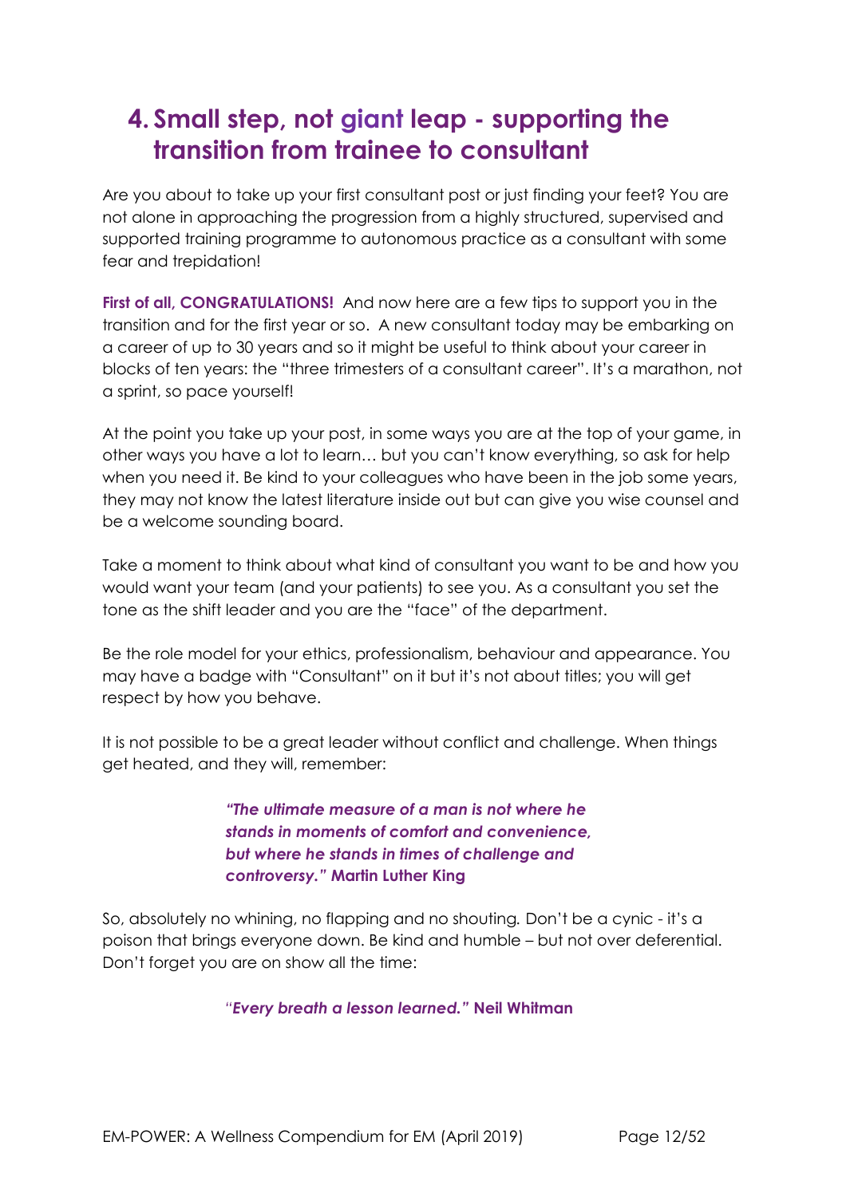## 4. Small step, not giant leap - supporting the transition from trainee to consultant

Are you about to take up your first consultant post or just finding your feet? You are not alone in approaching the progression from a highly structured, supervised and supported training programme to autonomous practice as a consultant with some fear and trepidation!

**First of all, CONGRATULATIONS!** And now here are a few tips to support you in the transition and for the first year or so. A new consultant today may be embarking on a career of up to 30 years and so it might be useful to think about your career in blocks of ten years: the "three trimesters of a consultant career". It's a marathon, not a sprint, so pace yourself!

At the point you take up your post, in some ways you are at the top of your game, in other ways you have a lot to learn… but you can't know everything, so ask for help when you need it. Be kind to your colleagues who have been in the job some years, they may not know the latest literature inside out but can give you wise counsel and be a welcome sounding board.

Take a moment to think about what kind of consultant you want to be and how you would want your team (and your patients) to see you. As a consultant you set the tone as the shift leader and you are the "face" of the department.

Be the role model for your ethics, professionalism, behaviour and appearance. You may have a badge with "Consultant" on it but it's not about titles; you will get respect by how you behave.

It is not possible to be a great leader without conflict and challenge. When things get heated, and they will, remember:

> ***"The ultimate measure of a man is not where he stands in moments of comfort and convenience, but where he stands in times of challenge and controversy."*** **Martin Luther King**

So, absolutely no whining, no flapping and no shouting. Don't be a cynic - it's a poison that brings everyone down. Be kind and humble – but not over deferential. Don't forget you are on show all the time:

> ***"Every breath a lesson learned."*** **Neil Whitman**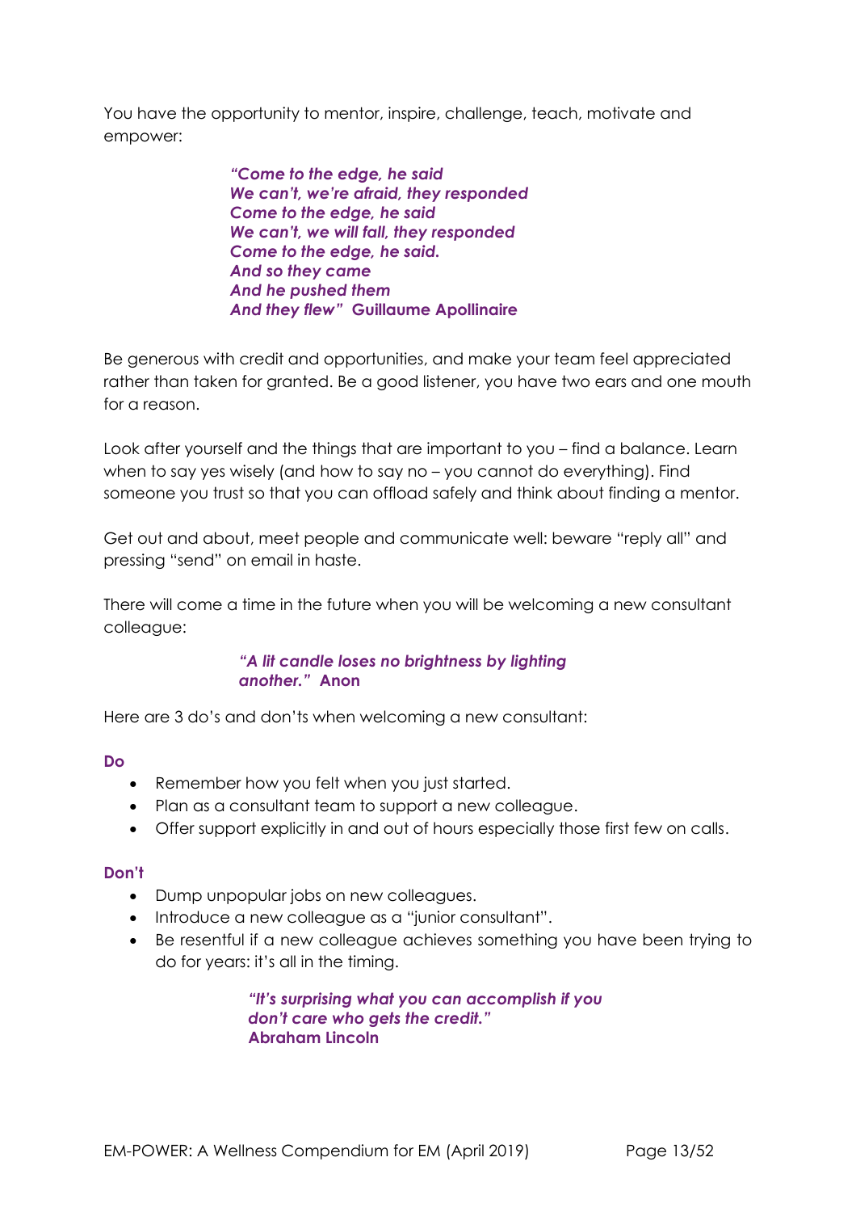You have the opportunity to mentor, inspire, challenge, teach, motivate and empower:

> ***"Come to the edge, he said***
> ***We can't, we're afraid, they responded***
> ***Come to the edge, he said***
> ***We can't, we will fall, they responded***
> ***Come to the edge, he said.***
> ***And so they came***
> ***And he pushed them***
> ***And they flew"*** **Guillaume Apollinaire**

Be generous with credit and opportunities, and make your team feel appreciated rather than taken for granted. Be a good listener, you have two ears and one mouth for a reason.

Look after yourself and the things that are important to you – find a balance. Learn when to say yes wisely (and how to say no – you cannot do everything). Find someone you trust so that you can offload safely and think about finding a mentor.

Get out and about, meet people and communicate well: beware "reply all" and pressing "send" on email in haste.

There will come a time in the future when you will be welcoming a new consultant colleague:

> ***"A lit candle loses no brightness by lighting another."*** **Anon**

Here are 3 do's and don'ts when welcoming a new consultant:

**Do**

- Remember how you felt when you just started.
- Plan as a consultant team to support a new colleague.
- Offer support explicitly in and out of hours especially those first few on calls.

**Don't**

- Dump unpopular jobs on new colleagues.
- Introduce a new colleague as a "junior consultant".
- Be resentful if a new colleague achieves something you have been trying to do for years: it's all in the timing.

> ***"It's surprising what you can accomplish if you don't care who gets the credit."***
> **Abraham Lincoln**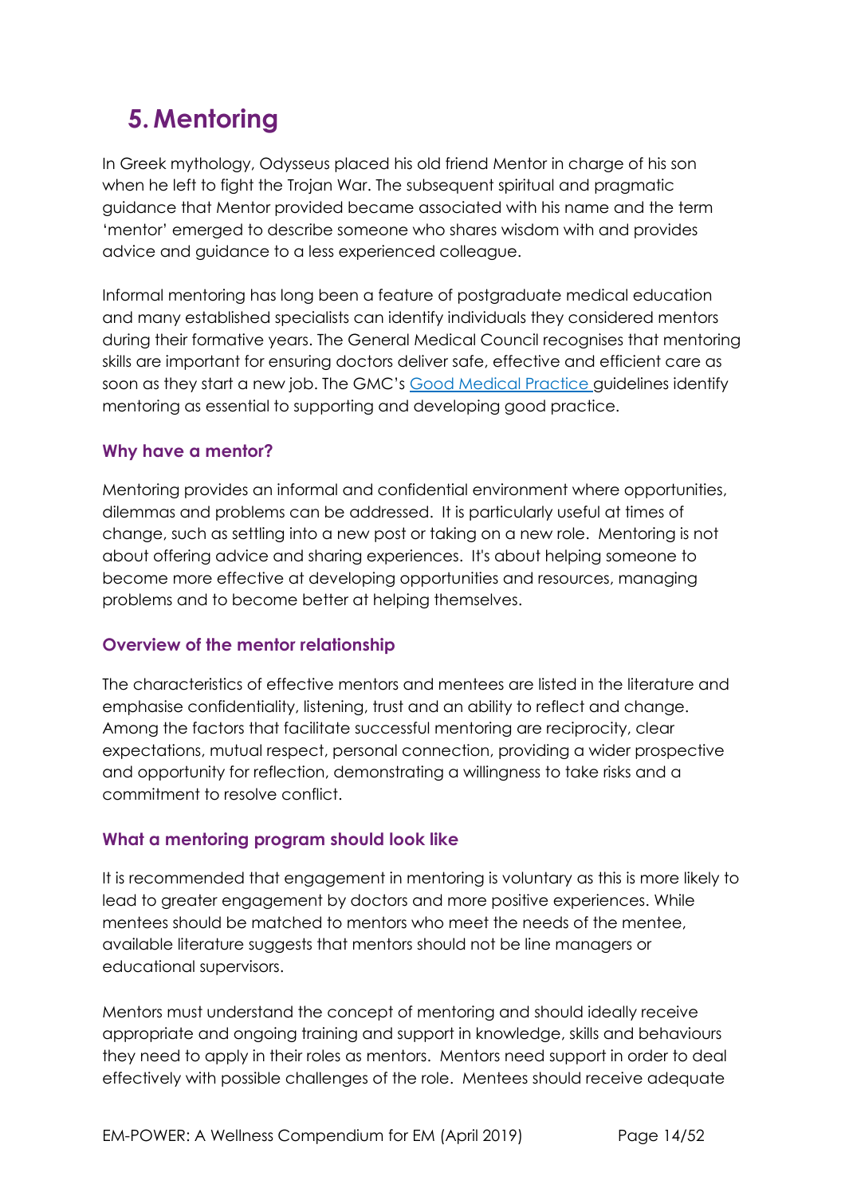# 5. Mentoring

In Greek mythology, Odysseus placed his old friend Mentor in charge of his son when he left to fight the Trojan War. The subsequent spiritual and pragmatic guidance that Mentor provided became associated with his name and the term 'mentor' emerged to describe someone who shares wisdom with and provides advice and guidance to a less experienced colleague.

Informal mentoring has long been a feature of postgraduate medical education and many established specialists can identify individuals they considered mentors during their formative years. The General Medical Council recognises that mentoring skills are important for ensuring doctors deliver safe, effective and efficient care as soon as they start a new job. The GMC's Good Medical Practice guidelines identify mentoring as essential to supporting and developing good practice.

### Why have a mentor?

Mentoring provides an informal and confidential environment where opportunities, dilemmas and problems can be addressed. It is particularly useful at times of change, such as settling into a new post or taking on a new role. Mentoring is not about offering advice and sharing experiences. It's about helping someone to become more effective at developing opportunities and resources, managing problems and to become better at helping themselves.

### Overview of the mentor relationship

The characteristics of effective mentors and mentees are listed in the literature and emphasise confidentiality, listening, trust and an ability to reflect and change. Among the factors that facilitate successful mentoring are reciprocity, clear expectations, mutual respect, personal connection, providing a wider prospective and opportunity for reflection, demonstrating a willingness to take risks and a commitment to resolve conflict.

### What a mentoring program should look like

It is recommended that engagement in mentoring is voluntary as this is more likely to lead to greater engagement by doctors and more positive experiences. While mentees should be matched to mentors who meet the needs of the mentee, available literature suggests that mentors should not be line managers or educational supervisors.

Mentors must understand the concept of mentoring and should ideally receive appropriate and ongoing training and support in knowledge, skills and behaviours they need to apply in their roles as mentors. Mentors need support in order to deal effectively with possible challenges of the role. Mentees should receive adequate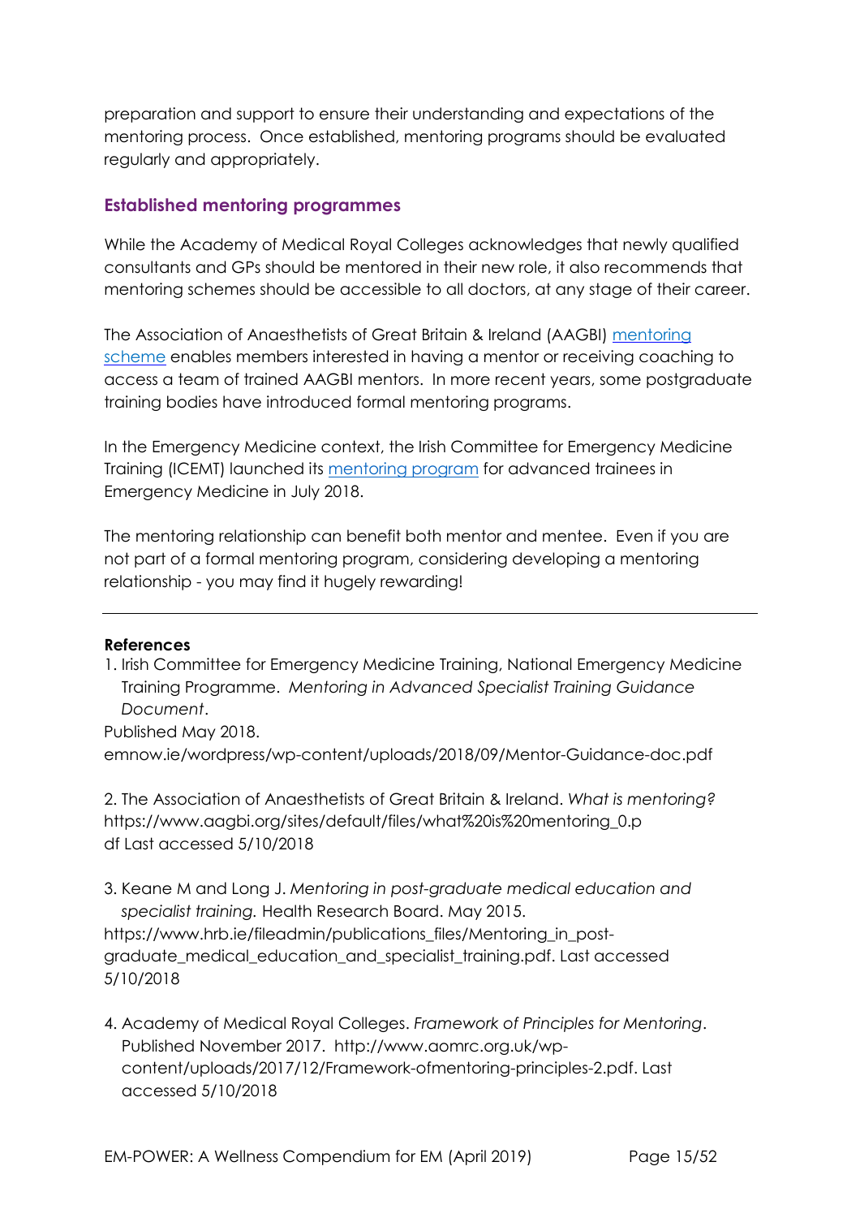preparation and support to ensure their understanding and expectations of the mentoring process. Once established, mentoring programs should be evaluated regularly and appropriately.

## Established mentoring programmes

While the Academy of Medical Royal Colleges acknowledges that newly qualified consultants and GPs should be mentored in their new role, it also recommends that mentoring schemes should be accessible to all doctors, at any stage of their career.

The Association of Anaesthetists of Great Britain & Ireland (AAGBI) mentoring scheme enables members interested in having a mentor or receiving coaching to access a team of trained AAGBI mentors. In more recent years, some postgraduate training bodies have introduced formal mentoring programs.

In the Emergency Medicine context, the Irish Committee for Emergency Medicine Training (ICEMT) launched its mentoring program for advanced trainees in Emergency Medicine in July 2018.

The mentoring relationship can benefit both mentor and mentee. Even if you are not part of a formal mentoring program, considering developing a mentoring relationship - you may find it hugely rewarding!

---

**References**

1. Irish Committee for Emergency Medicine Training, National Emergency Medicine Training Programme. *Mentoring in Advanced Specialist Training Guidance Document*.

Published May 2018.
emnow.ie/wordpress/wp-content/uploads/2018/09/Mentor-Guidance-doc.pdf

2. The Association of Anaesthetists of Great Britain & Ireland. *What is mentoring?* https://www.aagbi.org/sites/default/files/what%20is%20mentoring_0.pdf Last accessed 5/10/2018

3. Keane M and Long J. *Mentoring in post-graduate medical education and specialist training.* Health Research Board. May 2015.
https://www.hrb.ie/fileadmin/publications_files/Mentoring_in_post-graduate_medical_education_and_specialist_training.pdf. Last accessed 5/10/2018

4. Academy of Medical Royal Colleges. *Framework of Principles for Mentoring*. Published November 2017. http://www.aomrc.org.uk/wp-content/uploads/2017/12/Framework-ofmentoring-principles-2.pdf. Last accessed 5/10/2018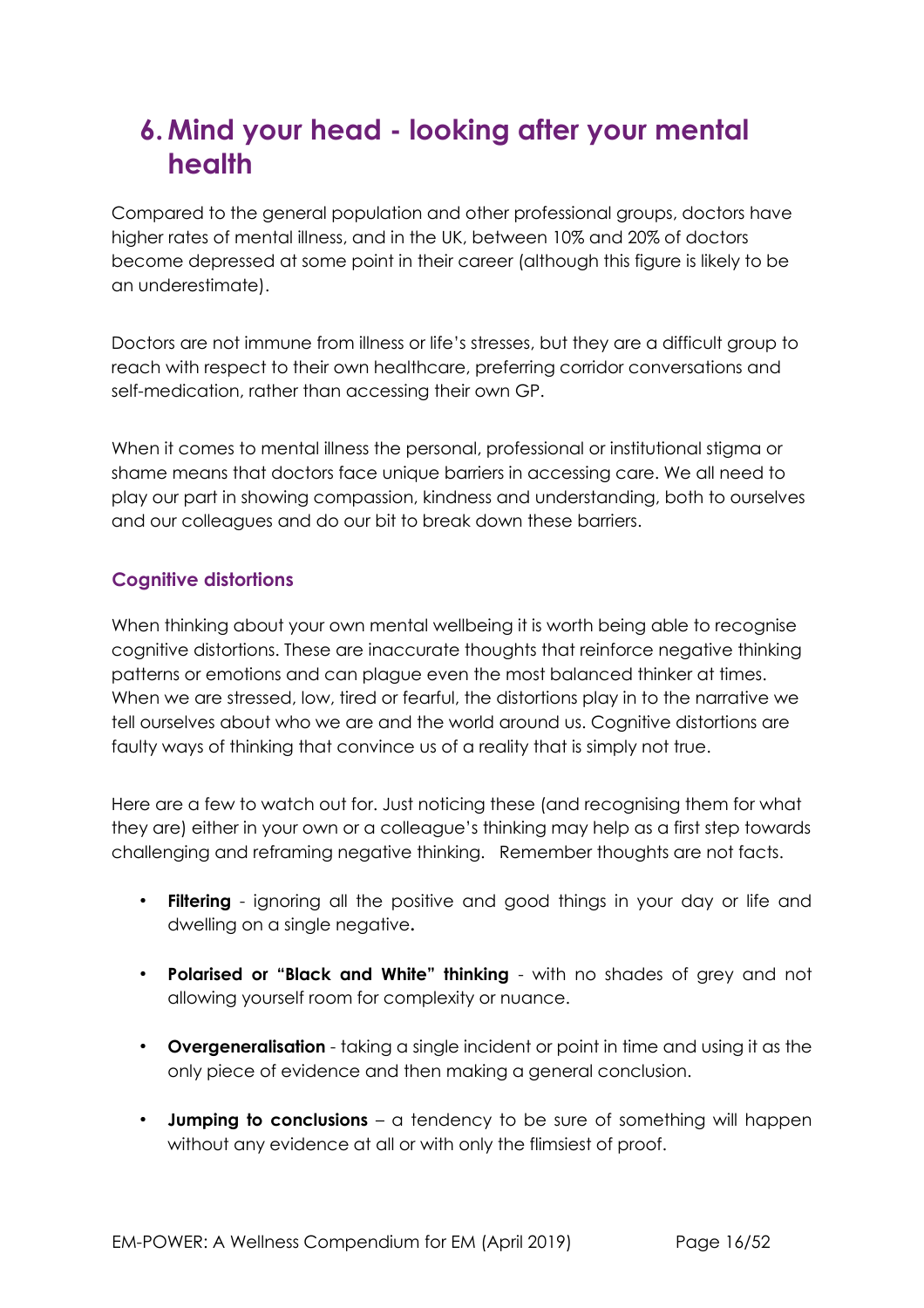# 6. Mind your head - looking after your mental health

Compared to the general population and other professional groups, doctors have higher rates of mental illness, and in the UK, between 10% and 20% of doctors become depressed at some point in their career (although this figure is likely to be an underestimate).

Doctors are not immune from illness or life's stresses, but they are a difficult group to reach with respect to their own healthcare, preferring corridor conversations and self-medication, rather than accessing their own GP.

When it comes to mental illness the personal, professional or institutional stigma or shame means that doctors face unique barriers in accessing care. We all need to play our part in showing compassion, kindness and understanding, both to ourselves and our colleagues and do our bit to break down these barriers.

### Cognitive distortions

When thinking about your own mental wellbeing it is worth being able to recognise cognitive distortions. These are inaccurate thoughts that reinforce negative thinking patterns or emotions and can plague even the most balanced thinker at times. When we are stressed, low, tired or fearful, the distortions play in to the narrative we tell ourselves about who we are and the world around us. Cognitive distortions are faulty ways of thinking that convince us of a reality that is simply not true.

Here are a few to watch out for. Just noticing these (and recognising them for what they are) either in your own or a colleague's thinking may help as a first step towards challenging and reframing negative thinking. Remember thoughts are not facts.

- **Filtering** - ignoring all the positive and good things in your day or life and dwelling on a single negative**.**
- **Polarised or "Black and White" thinking** - with no shades of grey and not allowing yourself room for complexity or nuance.
- **Overgeneralisation** - taking a single incident or point in time and using it as the only piece of evidence and then making a general conclusion.
- **Jumping to conclusions** – a tendency to be sure of something will happen without any evidence at all or with only the flimsiest of proof.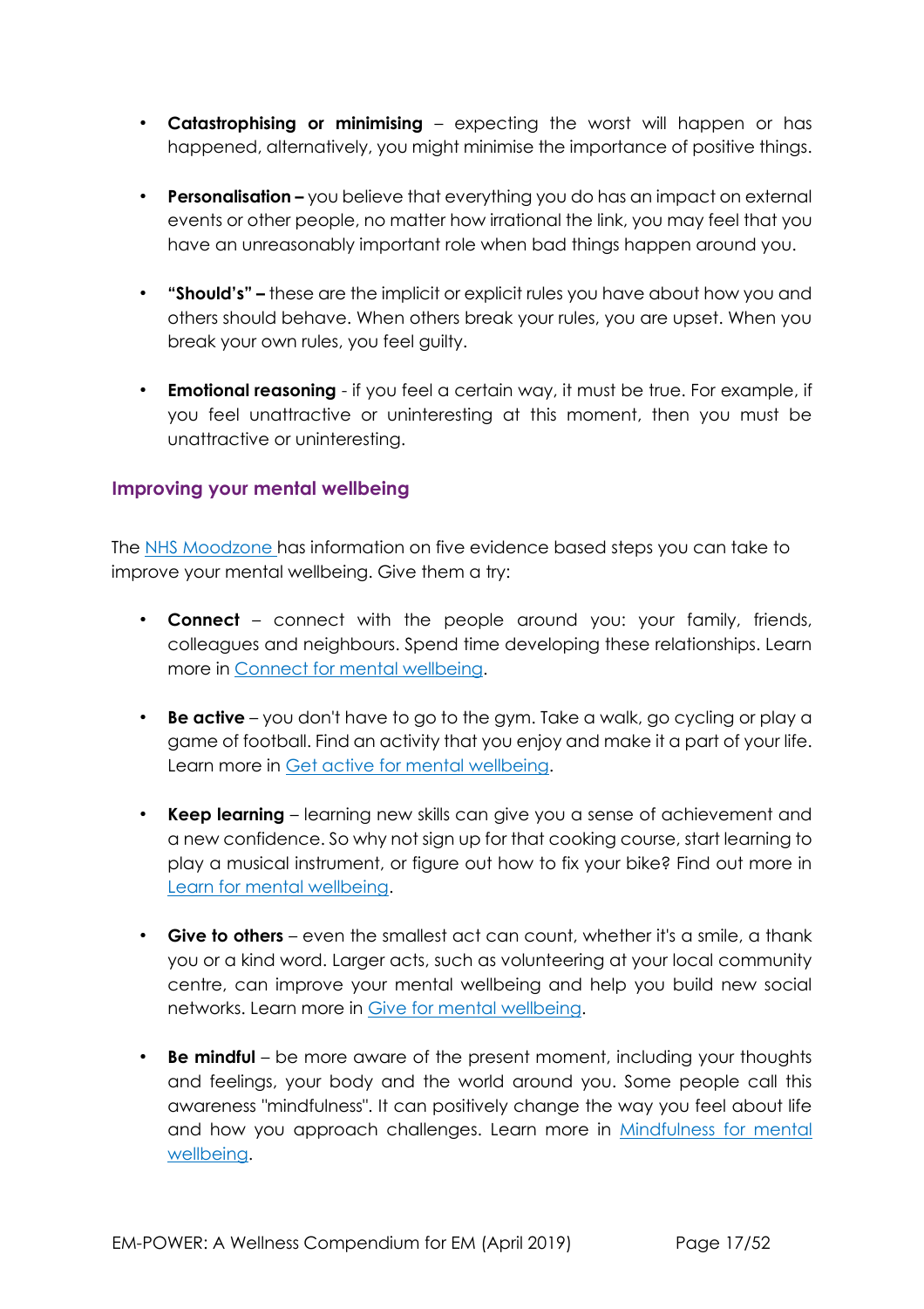- **Catastrophising or minimising** – expecting the worst will happen or has happened, alternatively, you might minimise the importance of positive things.

- **Personalisation –** you believe that everything you do has an impact on external events or other people, no matter how irrational the link, you may feel that you have an unreasonably important role when bad things happen around you.

- **"Should's" –** these are the implicit or explicit rules you have about how you and others should behave. When others break your rules, you are upset. When you break your own rules, you feel guilty.

- **Emotional reasoning** - if you feel a certain way, it must be true. For example, if you feel unattractive or uninteresting at this moment, then you must be unattractive or uninteresting.

### Improving your mental wellbeing

The NHS Moodzone has information on five evidence based steps you can take to improve your mental wellbeing. Give them a try:

- **Connect** – connect with the people around you: your family, friends, colleagues and neighbours. Spend time developing these relationships. Learn more in Connect for mental wellbeing.

- **Be active** – you don't have to go to the gym. Take a walk, go cycling or play a game of football. Find an activity that you enjoy and make it a part of your life. Learn more in Get active for mental wellbeing.

- **Keep learning** – learning new skills can give you a sense of achievement and a new confidence. So why not sign up for that cooking course, start learning to play a musical instrument, or figure out how to fix your bike? Find out more in Learn for mental wellbeing.

- **Give to others** – even the smallest act can count, whether it's a smile, a thank you or a kind word. Larger acts, such as volunteering at your local community centre, can improve your mental wellbeing and help you build new social networks. Learn more in Give for mental wellbeing.

- **Be mindful** – be more aware of the present moment, including your thoughts and feelings, your body and the world around you. Some people call this awareness "mindfulness". It can positively change the way you feel about life and how you approach challenges. Learn more in Mindfulness for mental wellbeing.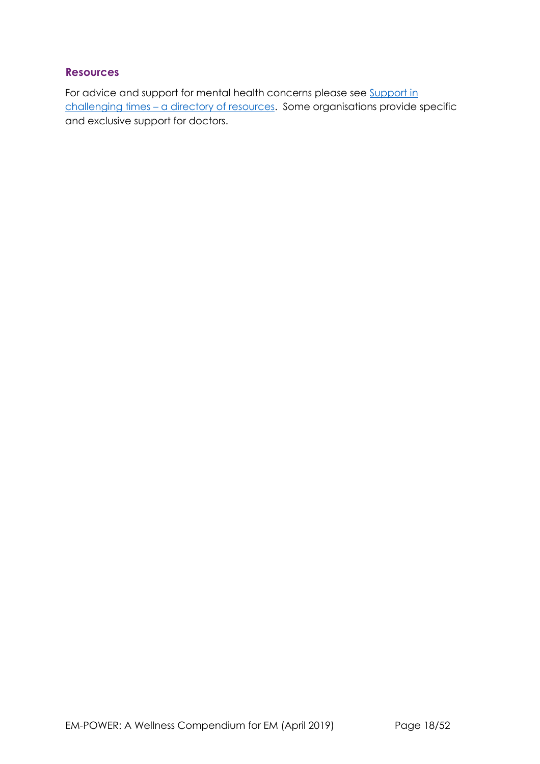### Resources

For advice and support for mental health concerns please see Support in challenging times – a directory of resources. Some organisations provide specific and exclusive support for doctors.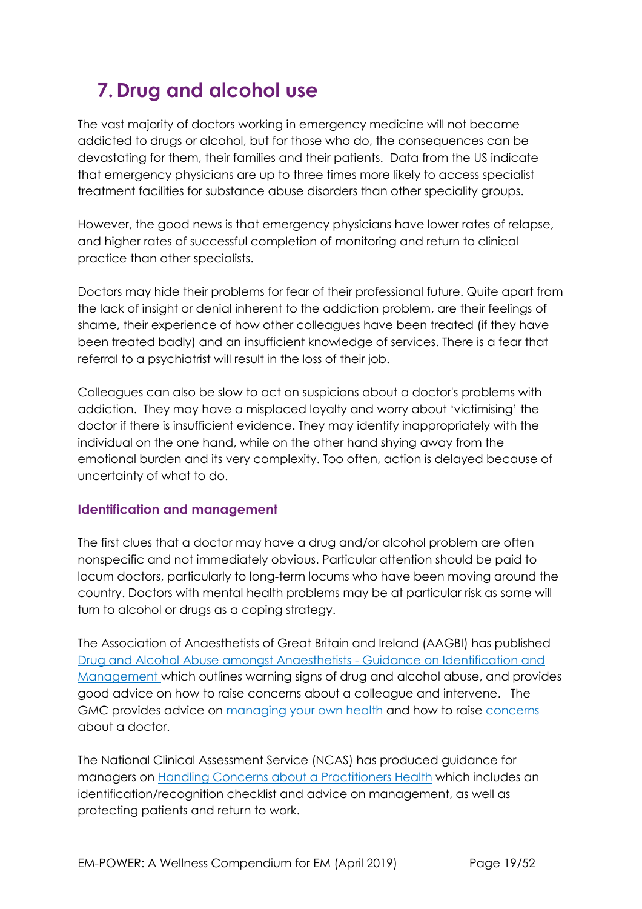# 7. Drug and alcohol use

The vast majority of doctors working in emergency medicine will not become addicted to drugs or alcohol, but for those who do, the consequences can be devastating for them, their families and their patients. Data from the US indicate that emergency physicians are up to three times more likely to access specialist treatment facilities for substance abuse disorders than other speciality groups.

However, the good news is that emergency physicians have lower rates of relapse, and higher rates of successful completion of monitoring and return to clinical practice than other specialists.

Doctors may hide their problems for fear of their professional future. Quite apart from the lack of insight or denial inherent to the addiction problem, are their feelings of shame, their experience of how other colleagues have been treated (if they have been treated badly) and an insufficient knowledge of services. There is a fear that referral to a psychiatrist will result in the loss of their job.

Colleagues can also be slow to act on suspicions about a doctor's problems with addiction. They may have a misplaced loyalty and worry about 'victimising' the doctor if there is insufficient evidence. They may identify inappropriately with the individual on the one hand, while on the other hand shying away from the emotional burden and its very complexity. Too often, action is delayed because of uncertainty of what to do.

## Identification and management

The first clues that a doctor may have a drug and/or alcohol problem are often nonspecific and not immediately obvious. Particular attention should be paid to locum doctors, particularly to long-term locums who have been moving around the country. Doctors with mental health problems may be at particular risk as some will turn to alcohol or drugs as a coping strategy.

The Association of Anaesthetists of Great Britain and Ireland (AAGBI) has published Drug and Alcohol Abuse amongst Anaesthetists - Guidance on Identification and Management which outlines warning signs of drug and alcohol abuse, and provides good advice on how to raise concerns about a colleague and intervene. The GMC provides advice on managing your own health and how to raise concerns about a doctor.

The National Clinical Assessment Service (NCAS) has produced guidance for managers on Handling Concerns about a Practitioners Health which includes an identification/recognition checklist and advice on management, as well as protecting patients and return to work.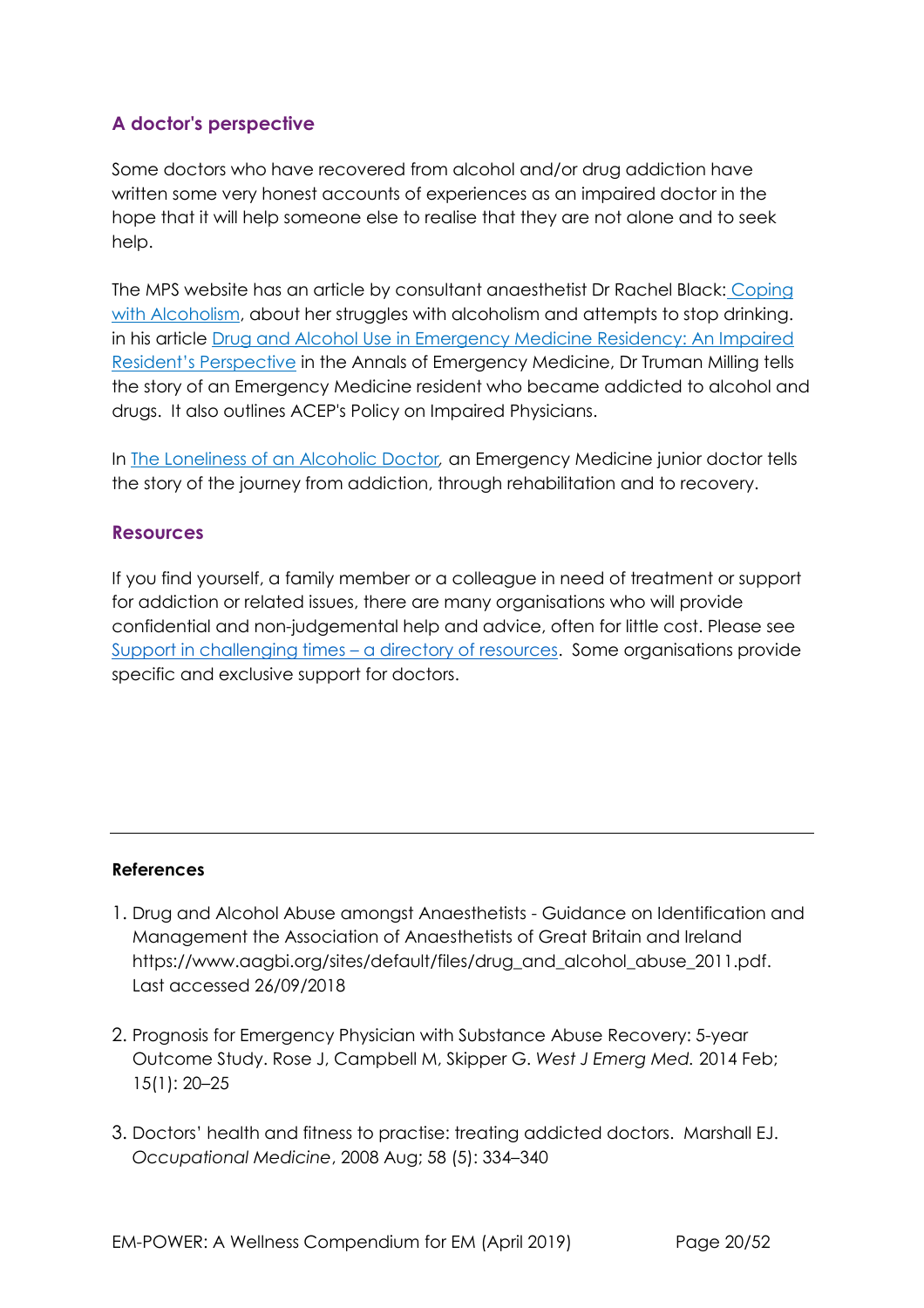## A doctor's perspective

Some doctors who have recovered from alcohol and/or drug addiction have written some very honest accounts of experiences as an impaired doctor in the hope that it will help someone else to realise that they are not alone and to seek help.

The MPS website has an article by consultant anaesthetist Dr Rachel Black: Coping with Alcoholism, about her struggles with alcoholism and attempts to stop drinking. in his article Drug and Alcohol Use in Emergency Medicine Residency: An Impaired Resident's Perspective in the Annals of Emergency Medicine, Dr Truman Milling tells the story of an Emergency Medicine resident who became addicted to alcohol and drugs. It also outlines ACEP's Policy on Impaired Physicians.

In *The Loneliness of an Alcoholic Doctor,* an Emergency Medicine junior doctor tells the story of the journey from addiction, through rehabilitation and to recovery.

## Resources

If you find yourself, a family member or a colleague in need of treatment or support for addiction or related issues, there are many organisations who will provide confidential and non-judgemental help and advice, often for little cost. Please see Support in challenging times – a directory of resources. Some organisations provide specific and exclusive support for doctors.

---

**References**

1. Drug and Alcohol Abuse amongst Anaesthetists - Guidance on Identification and Management the Association of Anaesthetists of Great Britain and Ireland https://www.aagbi.org/sites/default/files/drug_and_alcohol_abuse_2011.pdf. Last accessed 26/09/2018

2. Prognosis for Emergency Physician with Substance Abuse Recovery: 5-year Outcome Study. Rose J, Campbell M, Skipper G. *West J Emerg Med.* 2014 Feb; 15(1): 20–25

3. Doctors' health and fitness to practise: treating addicted doctors. Marshall EJ. *Occupational Medicine*, 2008 Aug; 58 (5): 334–340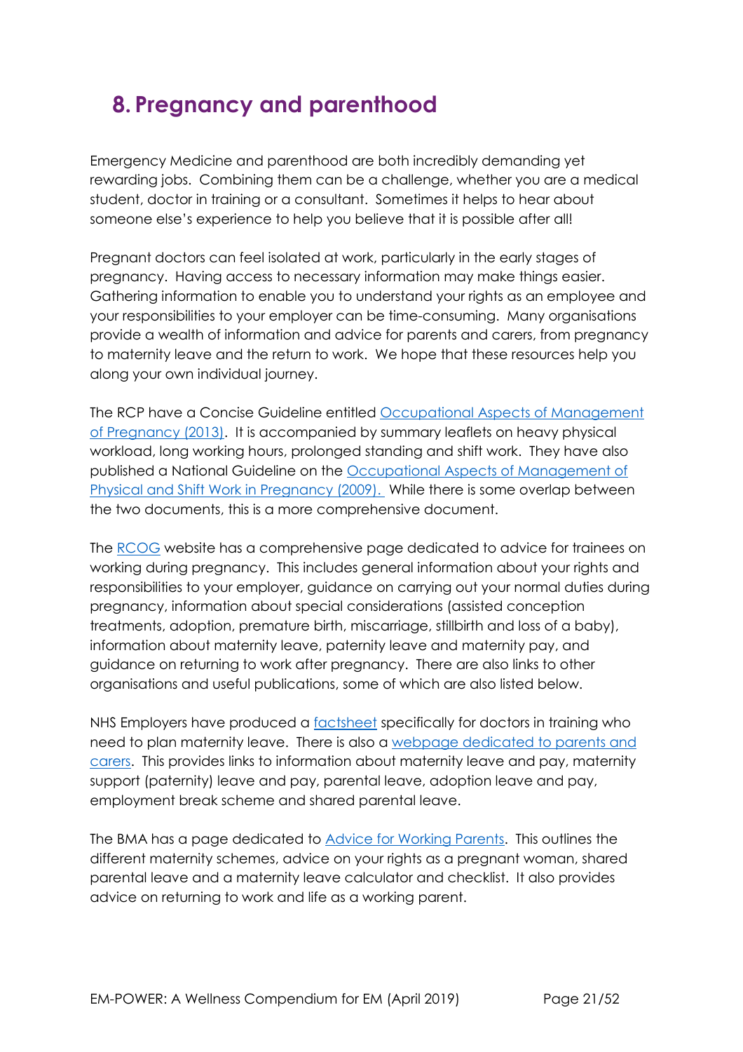# 8. Pregnancy and parenthood

Emergency Medicine and parenthood are both incredibly demanding yet rewarding jobs. Combining them can be a challenge, whether you are a medical student, doctor in training or a consultant. Sometimes it helps to hear about someone else's experience to help you believe that it is possible after all!

Pregnant doctors can feel isolated at work, particularly in the early stages of pregnancy. Having access to necessary information may make things easier. Gathering information to enable you to understand your rights as an employee and your responsibilities to your employer can be time-consuming. Many organisations provide a wealth of information and advice for parents and carers, from pregnancy to maternity leave and the return to work. We hope that these resources help you along your own individual journey.

The RCP have a Concise Guideline entitled Occupational Aspects of Management of Pregnancy (2013). It is accompanied by summary leaflets on heavy physical workload, long working hours, prolonged standing and shift work. They have also published a National Guideline on the Occupational Aspects of Management of Physical and Shift Work in Pregnancy (2009). While there is some overlap between the two documents, this is a more comprehensive document.

The RCOG website has a comprehensive page dedicated to advice for trainees on working during pregnancy. This includes general information about your rights and responsibilities to your employer, guidance on carrying out your normal duties during pregnancy, information about special considerations (assisted conception treatments, adoption, premature birth, miscarriage, stillbirth and loss of a baby), information about maternity leave, paternity leave and maternity pay, and guidance on returning to work after pregnancy. There are also links to other organisations and useful publications, some of which are also listed below.

NHS Employers have produced a factsheet specifically for doctors in training who need to plan maternity leave. There is also a webpage dedicated to parents and carers. This provides links to information about maternity leave and pay, maternity support (paternity) leave and pay, parental leave, adoption leave and pay, employment break scheme and shared parental leave.

The BMA has a page dedicated to Advice for Working Parents. This outlines the different maternity schemes, advice on your rights as a pregnant woman, shared parental leave and a maternity leave calculator and checklist. It also provides advice on returning to work and life as a working parent.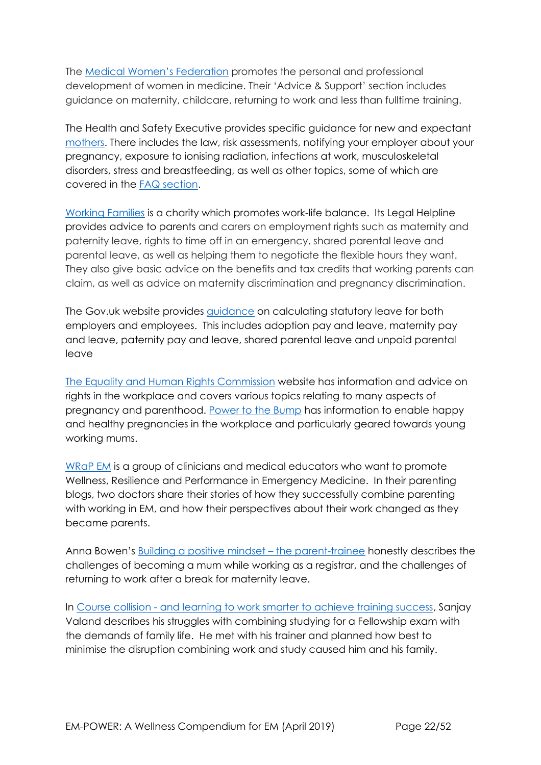The Medical Women's Federation promotes the personal and professional development of women in medicine. Their 'Advice & Support' section includes guidance on maternity, childcare, returning to work and less than fulltime training.

The Health and Safety Executive provides specific guidance for new and expectant mothers. There includes the law, risk assessments, notifying your employer about your pregnancy, exposure to ionising radiation, infections at work, musculoskeletal disorders, stress and breastfeeding, as well as other topics, some of which are covered in the FAQ section.

Working Families is a charity which promotes work-life balance. Its Legal Helpline provides advice to parents and carers on employment rights such as maternity and paternity leave, rights to time off in an emergency, shared parental leave and parental leave, as well as helping them to negotiate the flexible hours they want. They also give basic advice on the benefits and tax credits that working parents can claim, as well as advice on maternity discrimination and pregnancy discrimination.

The Gov.uk website provides guidance on calculating statutory leave for both employers and employees. This includes adoption pay and leave, maternity pay and leave, paternity pay and leave, shared parental leave and unpaid parental leave

The Equality and Human Rights Commission website has information and advice on rights in the workplace and covers various topics relating to many aspects of pregnancy and parenthood. Power to the Bump has information to enable happy and healthy pregnancies in the workplace and particularly geared towards young working mums.

WRaP EM is a group of clinicians and medical educators who want to promote Wellness, Resilience and Performance in Emergency Medicine. In their parenting blogs, two doctors share their stories of how they successfully combine parenting with working in EM, and how their perspectives about their work changed as they became parents.

Anna Bowen's Building a positive mindset – the parent-trainee honestly describes the challenges of becoming a mum while working as a registrar, and the challenges of returning to work after a break for maternity leave.

In Course collision - and learning to work smarter to achieve training success, Sanjay Valand describes his struggles with combining studying for a Fellowship exam with the demands of family life. He met with his trainer and planned how best to minimise the disruption combining work and study caused him and his family.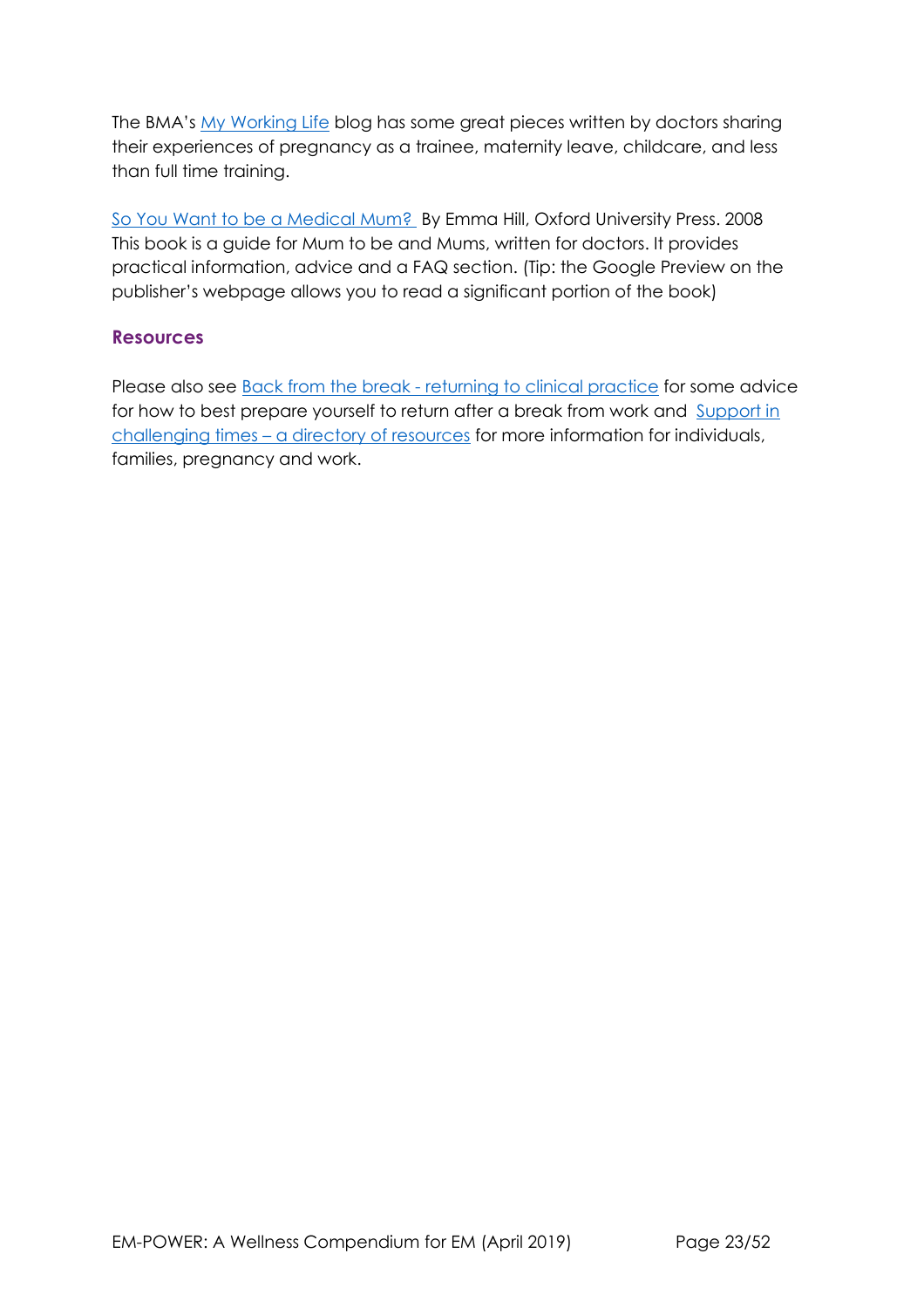The BMA's My Working Life blog has some great pieces written by doctors sharing their experiences of pregnancy as a trainee, maternity leave, childcare, and less than full time training.

So You Want to be a Medical Mum? By Emma Hill, Oxford University Press. 2008
This book is a guide for Mum to be and Mums, written for doctors. It provides practical information, advice and a FAQ section. (Tip: the Google Preview on the publisher's webpage allows you to read a significant portion of the book)

### Resources

Please also see Back from the break - returning to clinical practice for some advice for how to best prepare yourself to return after a break from work and Support in challenging times – a directory of resources for more information for individuals, families, pregnancy and work.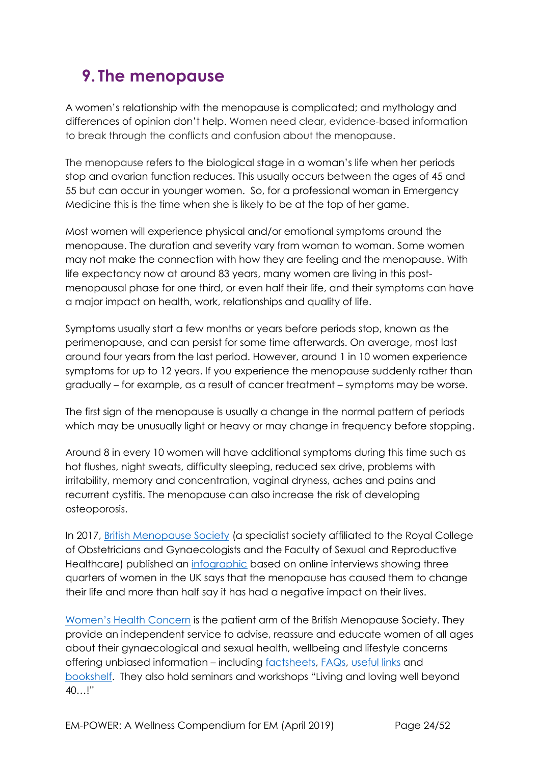## 9. The menopause

A women's relationship with the menopause is complicated; and mythology and differences of opinion don't help. Women need clear, evidence-based information to break through the conflicts and confusion about the menopause.

The menopause refers to the biological stage in a woman's life when her periods stop and ovarian function reduces. This usually occurs between the ages of 45 and 55 but can occur in younger women. So, for a professional woman in Emergency Medicine this is the time when she is likely to be at the top of her game.

Most women will experience physical and/or emotional symptoms around the menopause. The duration and severity vary from woman to woman. Some women may not make the connection with how they are feeling and the menopause. With life expectancy now at around 83 years, many women are living in this post-menopausal phase for one third, or even half their life, and their symptoms can have a major impact on health, work, relationships and quality of life.

Symptoms usually start a few months or years before periods stop, known as the perimenopause, and can persist for some time afterwards. On average, most last around four years from the last period. However, around 1 in 10 women experience symptoms for up to 12 years. If you experience the menopause suddenly rather than gradually – for example, as a result of cancer treatment – symptoms may be worse.

The first sign of the menopause is usually a change in the normal pattern of periods which may be unusually light or heavy or may change in frequency before stopping.

Around 8 in every 10 women will have additional symptoms during this time such as hot flushes, night sweats, difficulty sleeping, reduced sex drive, problems with irritability, memory and concentration, vaginal dryness, aches and pains and recurrent cystitis. The menopause can also increase the risk of developing osteoporosis.

In 2017, British Menopause Society (a specialist society affiliated to the Royal College of Obstetricians and Gynaecologists and the Faculty of Sexual and Reproductive Healthcare) published an infographic based on online interviews showing three quarters of women in the UK says that the menopause has caused them to change their life and more than half say it has had a negative impact on their lives.

Women's Health Concern is the patient arm of the British Menopause Society. They provide an independent service to advise, reassure and educate women of all ages about their gynaecological and sexual health, wellbeing and lifestyle concerns offering unbiased information – including factsheets, FAQs, useful links and bookshelf. They also hold seminars and workshops "Living and loving well beyond 40…!"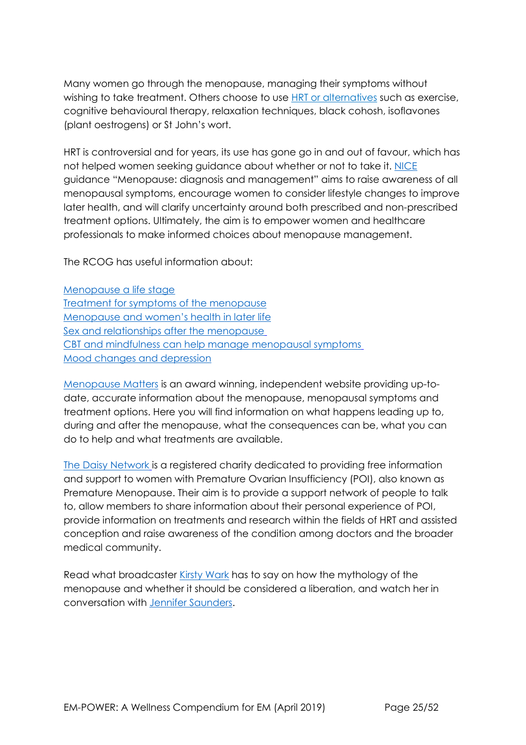Many women go through the menopause, managing their symptoms without wishing to take treatment. Others choose to use HRT or alternatives such as exercise, cognitive behavioural therapy, relaxation techniques, black cohosh, isoflavones (plant oestrogens) or St John's wort.

HRT is controversial and for years, its use has gone go in and out of favour, which has not helped women seeking guidance about whether or not to take it. NICE guidance "Menopause: diagnosis and management" aims to raise awareness of all menopausal symptoms, encourage women to consider lifestyle changes to improve later health, and will clarify uncertainty around both prescribed and non-prescribed treatment options. Ultimately, the aim is to empower women and healthcare professionals to make informed choices about menopause management.

The RCOG has useful information about:

Menopause a life stage
Treatment for symptoms of the menopause
Menopause and women's health in later life
Sex and relationships after the menopause
CBT and mindfulness can help manage menopausal symptoms
Mood changes and depression

Menopause Matters is an award winning, independent website providing up-to-date, accurate information about the menopause, menopausal symptoms and treatment options. Here you will find information on what happens leading up to, during and after the menopause, what the consequences can be, what you can do to help and what treatments are available.

The Daisy Network is a registered charity dedicated to providing free information and support to women with Premature Ovarian Insufficiency (POI), also known as Premature Menopause. Their aim is to provide a support network of people to talk to, allow members to share information about their personal experience of POI, provide information on treatments and research within the fields of HRT and assisted conception and raise awareness of the condition among doctors and the broader medical community.

Read what broadcaster Kirsty Wark has to say on how the mythology of the menopause and whether it should be considered a liberation, and watch her in conversation with Jennifer Saunders.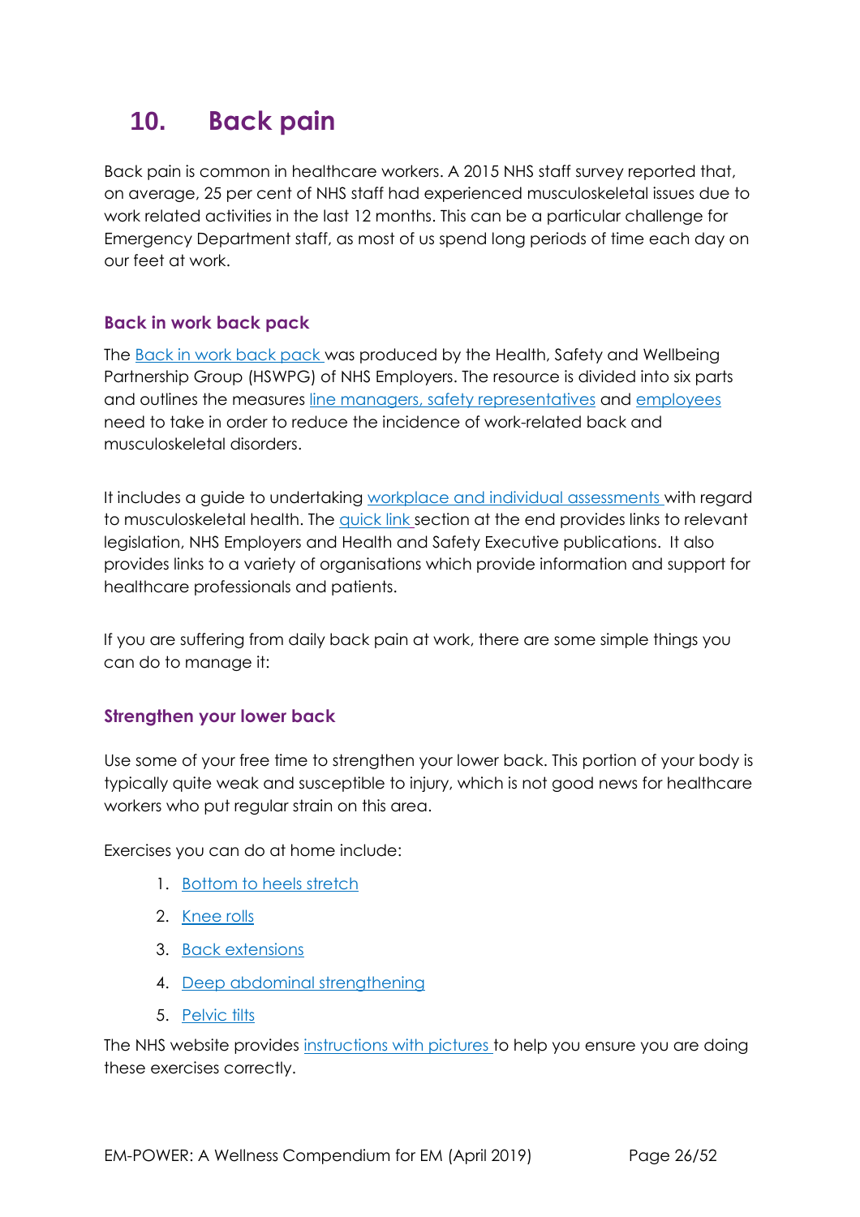# 10. Back pain

Back pain is common in healthcare workers. A 2015 NHS staff survey reported that, on average, 25 per cent of NHS staff had experienced musculoskeletal issues due to work related activities in the last 12 months. This can be a particular challenge for Emergency Department staff, as most of us spend long periods of time each day on our feet at work.

### Back in work back pack

The Back in work back pack was produced by the Health, Safety and Wellbeing Partnership Group (HSWPG) of NHS Employers. The resource is divided into six parts and outlines the measures line managers, safety representatives and employees need to take in order to reduce the incidence of work-related back and musculoskeletal disorders.

It includes a guide to undertaking workplace and individual assessments with regard to musculoskeletal health. The quick link section at the end provides links to relevant legislation, NHS Employers and Health and Safety Executive publications. It also provides links to a variety of organisations which provide information and support for healthcare professionals and patients.

If you are suffering from daily back pain at work, there are some simple things you can do to manage it:

### Strengthen your lower back

Use some of your free time to strengthen your lower back. This portion of your body is typically quite weak and susceptible to injury, which is not good news for healthcare workers who put regular strain on this area.

Exercises you can do at home include:

1. Bottom to heels stretch
2. Knee rolls
3. Back extensions
4. Deep abdominal strengthening
5. Pelvic tilts

The NHS website provides instructions with pictures to help you ensure you are doing these exercises correctly.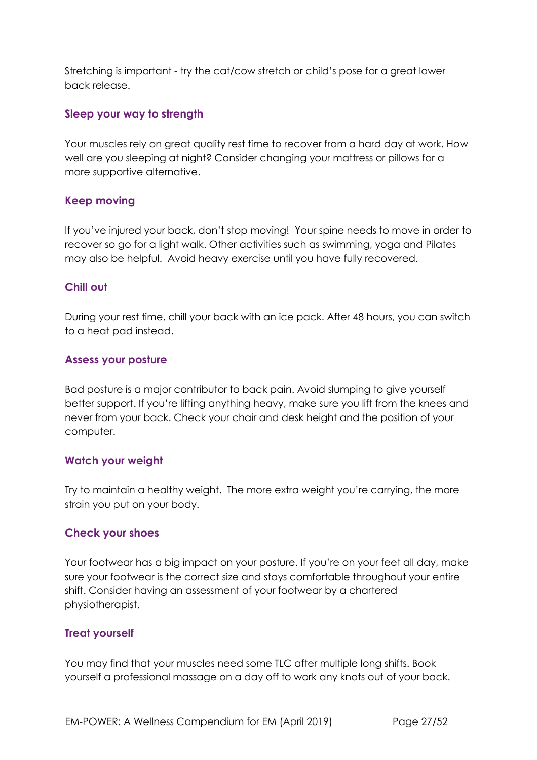Stretching is important - try the cat/cow stretch or child's pose for a great lower back release.

### Sleep your way to strength

Your muscles rely on great quality rest time to recover from a hard day at work. How well are you sleeping at night? Consider changing your mattress or pillows for a more supportive alternative.

### Keep moving

If you've injured your back, don't stop moving! Your spine needs to move in order to recover so go for a light walk. Other activities such as swimming, yoga and Pilates may also be helpful. Avoid heavy exercise until you have fully recovered.

### Chill out

During your rest time, chill your back with an ice pack. After 48 hours, you can switch to a heat pad instead.

### Assess your posture

Bad posture is a major contributor to back pain. Avoid slumping to give yourself better support. If you're lifting anything heavy, make sure you lift from the knees and never from your back. Check your chair and desk height and the position of your computer.

### Watch your weight

Try to maintain a healthy weight. The more extra weight you're carrying, the more strain you put on your body.

### Check your shoes

Your footwear has a big impact on your posture. If you're on your feet all day, make sure your footwear is the correct size and stays comfortable throughout your entire shift. Consider having an assessment of your footwear by a chartered physiotherapist.

### Treat yourself

You may find that your muscles need some TLC after multiple long shifts. Book yourself a professional massage on a day off to work any knots out of your back.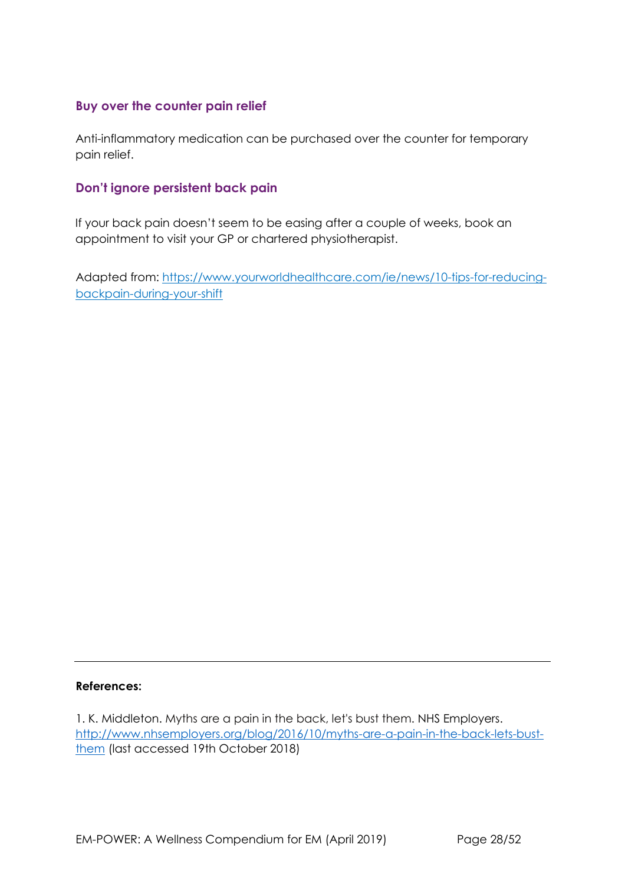### Buy over the counter pain relief

Anti-inflammatory medication can be purchased over the counter for temporary pain relief.

### Don't ignore persistent back pain

If your back pain doesn't seem to be easing after a couple of weeks, book an appointment to visit your GP or chartered physiotherapist.

Adapted from: [https://www.yourworldhealthcare.com/ie/news/10-tips-for-reducing-backpain-during-your-shift](https://www.yourworldhealthcare.com/ie/news/10-tips-for-reducing-backpain-during-your-shift)

---

**References:**

1. K. Middleton. Myths are a pain in the back, let's bust them. NHS Employers. [http://www.nhsemployers.org/blog/2016/10/myths-are-a-pain-in-the-back-lets-bust-them](http://www.nhsemployers.org/blog/2016/10/myths-are-a-pain-in-the-back-lets-bust-them) (last accessed 19th October 2018)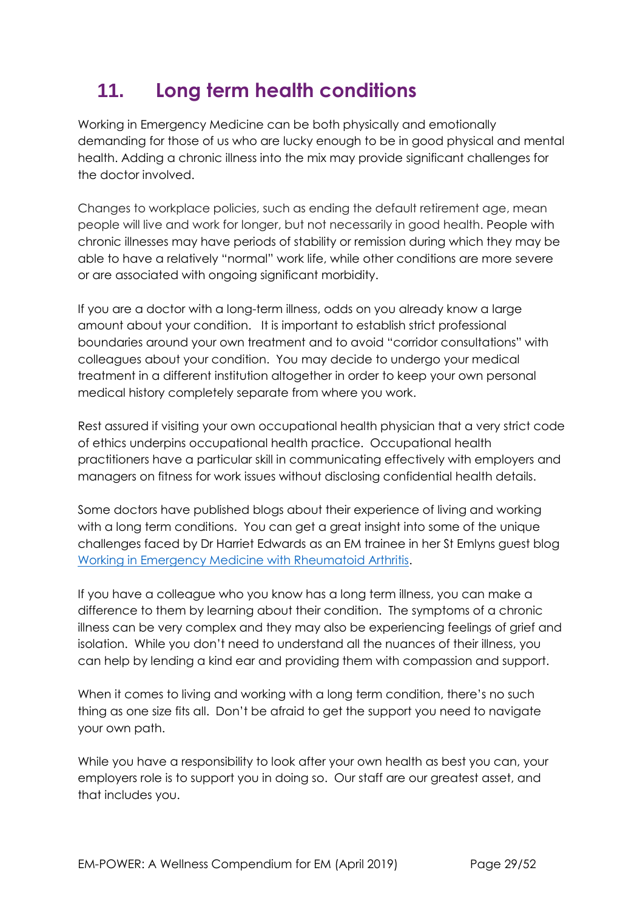## 11. Long term health conditions

Working in Emergency Medicine can be both physically and emotionally demanding for those of us who are lucky enough to be in good physical and mental health. Adding a chronic illness into the mix may provide significant challenges for the doctor involved.

Changes to workplace policies, such as ending the default retirement age, mean people will live and work for longer, but not necessarily in good health. People with chronic illnesses may have periods of stability or remission during which they may be able to have a relatively "normal" work life, while other conditions are more severe or are associated with ongoing significant morbidity.

If you are a doctor with a long-term illness, odds on you already know a large amount about your condition. It is important to establish strict professional boundaries around your own treatment and to avoid "corridor consultations" with colleagues about your condition. You may decide to undergo your medical treatment in a different institution altogether in order to keep your own personal medical history completely separate from where you work.

Rest assured if visiting your own occupational health physician that a very strict code of ethics underpins occupational health practice. Occupational health practitioners have a particular skill in communicating effectively with employers and managers on fitness for work issues without disclosing confidential health details.

Some doctors have published blogs about their experience of living and working with a long term conditions. You can get a great insight into some of the unique challenges faced by Dr Harriet Edwards as an EM trainee in her St Emlyns guest blog Working in Emergency Medicine with Rheumatoid Arthritis.

If you have a colleague who you know has a long term illness, you can make a difference to them by learning about their condition. The symptoms of a chronic illness can be very complex and they may also be experiencing feelings of grief and isolation. While you don't need to understand all the nuances of their illness, you can help by lending a kind ear and providing them with compassion and support.

When it comes to living and working with a long term condition, there's no such thing as one size fits all. Don't be afraid to get the support you need to navigate your own path.

While you have a responsibility to look after your own health as best you can, your employers role is to support you in doing so. Our staff are our greatest asset, and that includes you.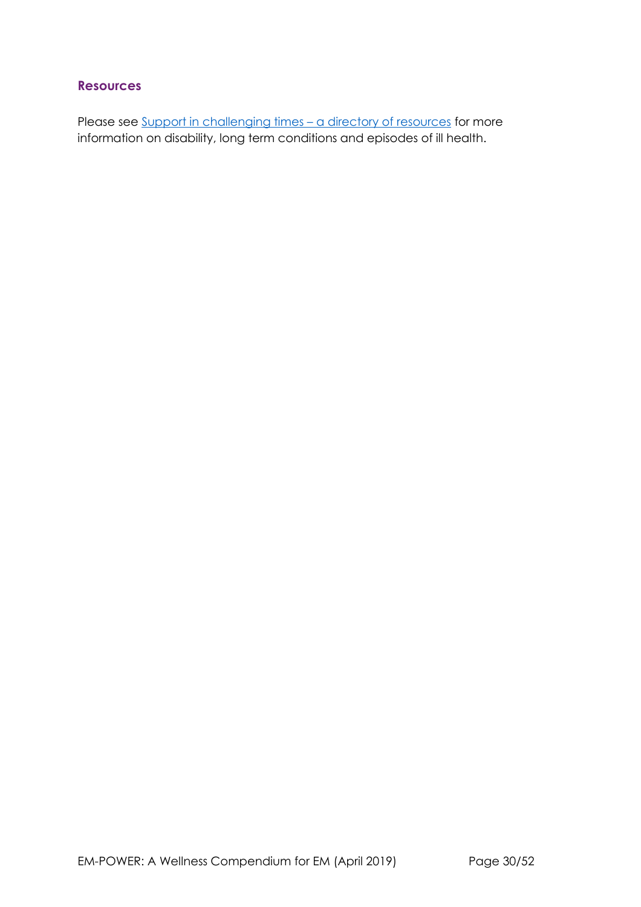### Resources

Please see Support in challenging times – a directory of resources for more information on disability, long term conditions and episodes of ill health.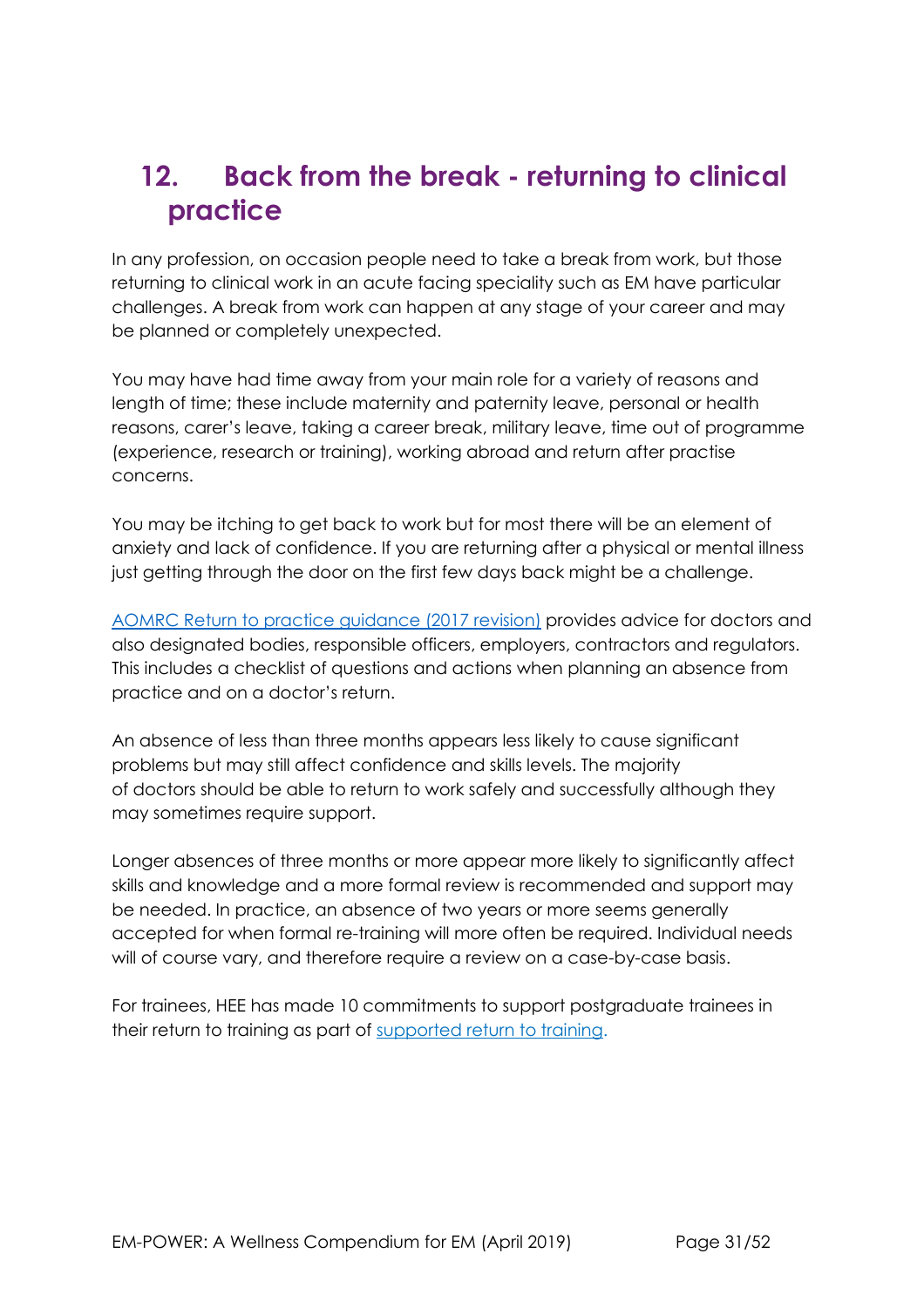## 12. Back from the break - returning to clinical practice

In any profession, on occasion people need to take a break from work, but those returning to clinical work in an acute facing speciality such as EM have particular challenges. A break from work can happen at any stage of your career and may be planned or completely unexpected.

You may have had time away from your main role for a variety of reasons and length of time; these include maternity and paternity leave, personal or health reasons, carer's leave, taking a career break, military leave, time out of programme (experience, research or training), working abroad and return after practise concerns.

You may be itching to get back to work but for most there will be an element of anxiety and lack of confidence. If you are returning after a physical or mental illness just getting through the door on the first few days back might be a challenge.

AOMRC Return to practice guidance (2017 revision) provides advice for doctors and also designated bodies, responsible officers, employers, contractors and regulators. This includes a checklist of questions and actions when planning an absence from practice and on a doctor's return.

An absence of less than three months appears less likely to cause significant problems but may still affect confidence and skills levels. The majority of doctors should be able to return to work safely and successfully although they may sometimes require support.

Longer absences of three months or more appear more likely to significantly affect skills and knowledge and a more formal review is recommended and support may be needed. In practice, an absence of two years or more seems generally accepted for when formal re-training will more often be required. Individual needs will of course vary, and therefore require a review on a case-by-case basis.

For trainees, HEE has made 10 commitments to support postgraduate trainees in their return to training as part of supported return to training.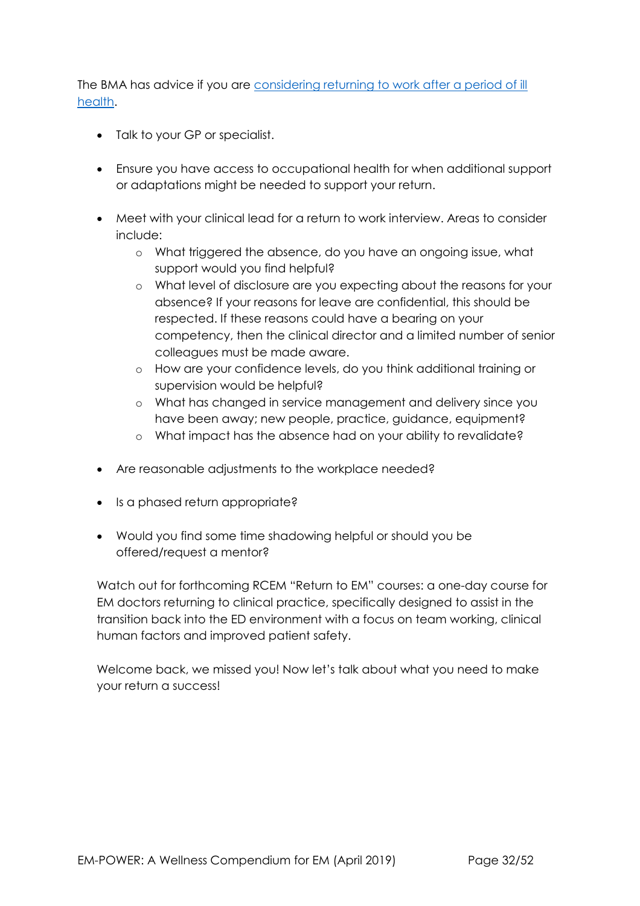The BMA has advice if you are [considering returning to work after a period of ill health](#).

- Talk to your GP or specialist.

- Ensure you have access to occupational health for when additional support or adaptations might be needed to support your return.

- Meet with your clinical lead for a return to work interview. Areas to consider include:
    - What triggered the absence, do you have an ongoing issue, what support would you find helpful?
    - What level of disclosure are you expecting about the reasons for your absence? If your reasons for leave are confidential, this should be respected. If these reasons could have a bearing on your competency, then the clinical director and a limited number of senior colleagues must be made aware.
    - How are your confidence levels, do you think additional training or supervision would be helpful?
    - What has changed in service management and delivery since you have been away; new people, practice, guidance, equipment?
    - What impact has the absence had on your ability to revalidate?

- Are reasonable adjustments to the workplace needed?

- Is a phased return appropriate?

- Would you find some time shadowing helpful or should you be offered/request a mentor?

Watch out for forthcoming RCEM "Return to EM" courses: a one-day course for EM doctors returning to clinical practice, specifically designed to assist in the transition back into the ED environment with a focus on team working, clinical human factors and improved patient safety.

Welcome back, we missed you! Now let's talk about what you need to make your return a success!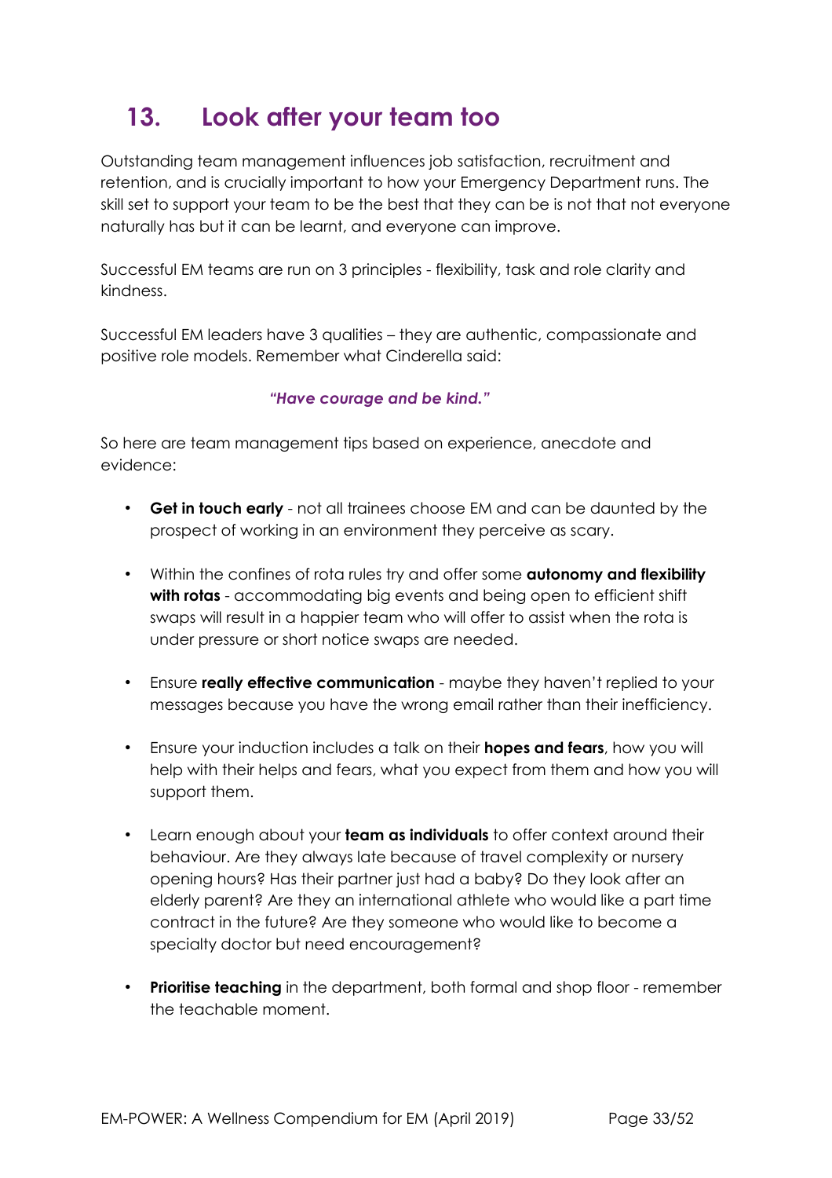## 13. Look after your team too

Outstanding team management influences job satisfaction, recruitment and retention, and is crucially important to how your Emergency Department runs. The skill set to support your team to be the best that they can be is not that not everyone naturally has but it can be learnt, and everyone can improve.

Successful EM teams are run on 3 principles - flexibility, task and role clarity and kindness.

Successful EM leaders have 3 qualities – they are authentic, compassionate and positive role models. Remember what Cinderella said:

***"Have courage and be kind."***

So here are team management tips based on experience, anecdote and evidence:

- **Get in touch early** - not all trainees choose EM and can be daunted by the prospect of working in an environment they perceive as scary.
- Within the confines of rota rules try and offer some **autonomy and flexibility with rotas** - accommodating big events and being open to efficient shift swaps will result in a happier team who will offer to assist when the rota is under pressure or short notice swaps are needed.
- Ensure **really effective communication** - maybe they haven't replied to your messages because you have the wrong email rather than their inefficiency.
- Ensure your induction includes a talk on their **hopes and fears**, how you will help with their helps and fears, what you expect from them and how you will support them.
- Learn enough about your **team as individuals** to offer context around their behaviour. Are they always late because of travel complexity or nursery opening hours? Has their partner just had a baby? Do they look after an elderly parent? Are they an international athlete who would like a part time contract in the future? Are they someone who would like to become a specialty doctor but need encouragement?
- **Prioritise teaching** in the department, both formal and shop floor - remember the teachable moment.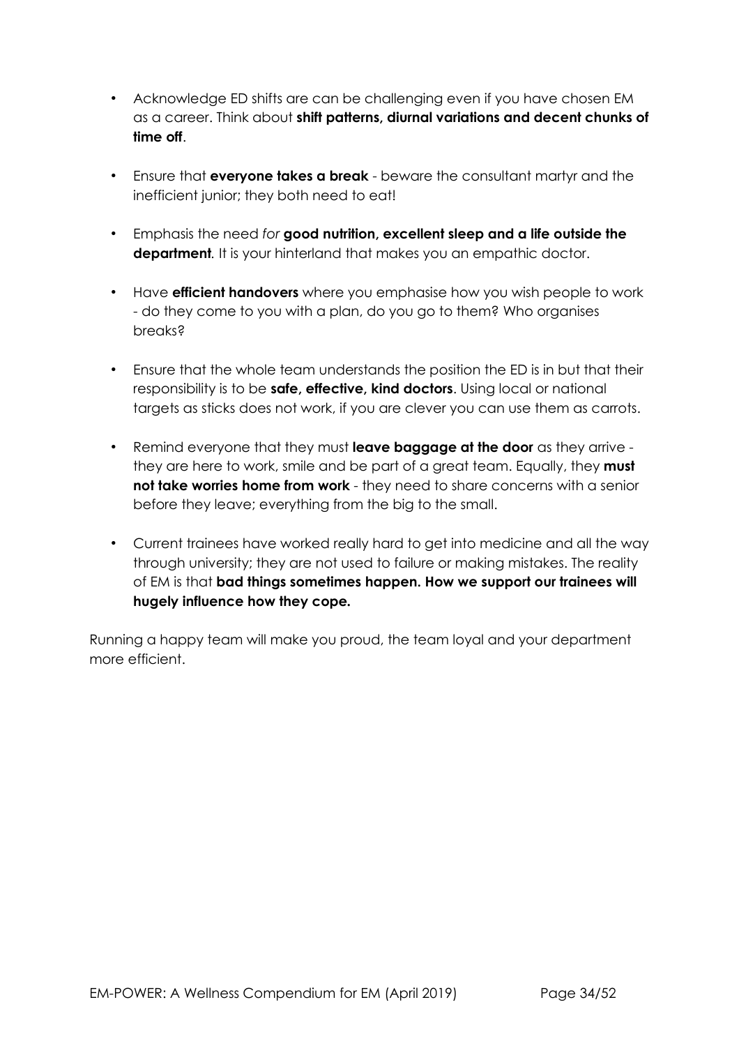- Acknowledge ED shifts are can be challenging even if you have chosen EM as a career. Think about **shift patterns, diurnal variations and decent chunks of time off**.

- Ensure that **everyone takes a break** - beware the consultant martyr and the inefficient junior; they both need to eat!

- Emphasis the need *for* **good nutrition, excellent sleep and a life outside the department**. It is your hinterland that makes you an empathic doctor.

- Have **efficient handovers** where you emphasise how you wish people to work - do they come to you with a plan, do you go to them? Who organises breaks?

- Ensure that the whole team understands the position the ED is in but that their responsibility is to be **safe, effective, kind doctors**. Using local or national targets as sticks does not work, if you are clever you can use them as carrots.

- Remind everyone that they must **leave baggage at the door** as they arrive - they are here to work, smile and be part of a great team. Equally, they **must not take worries home from work** - they need to share concerns with a senior before they leave; everything from the big to the small.

- Current trainees have worked really hard to get into medicine and all the way through university; they are not used to failure or making mistakes. The reality of EM is that **bad things sometimes happen. How we support our trainees will hugely influence how they cope.**

Running a happy team will make you proud, the team loyal and your department more efficient.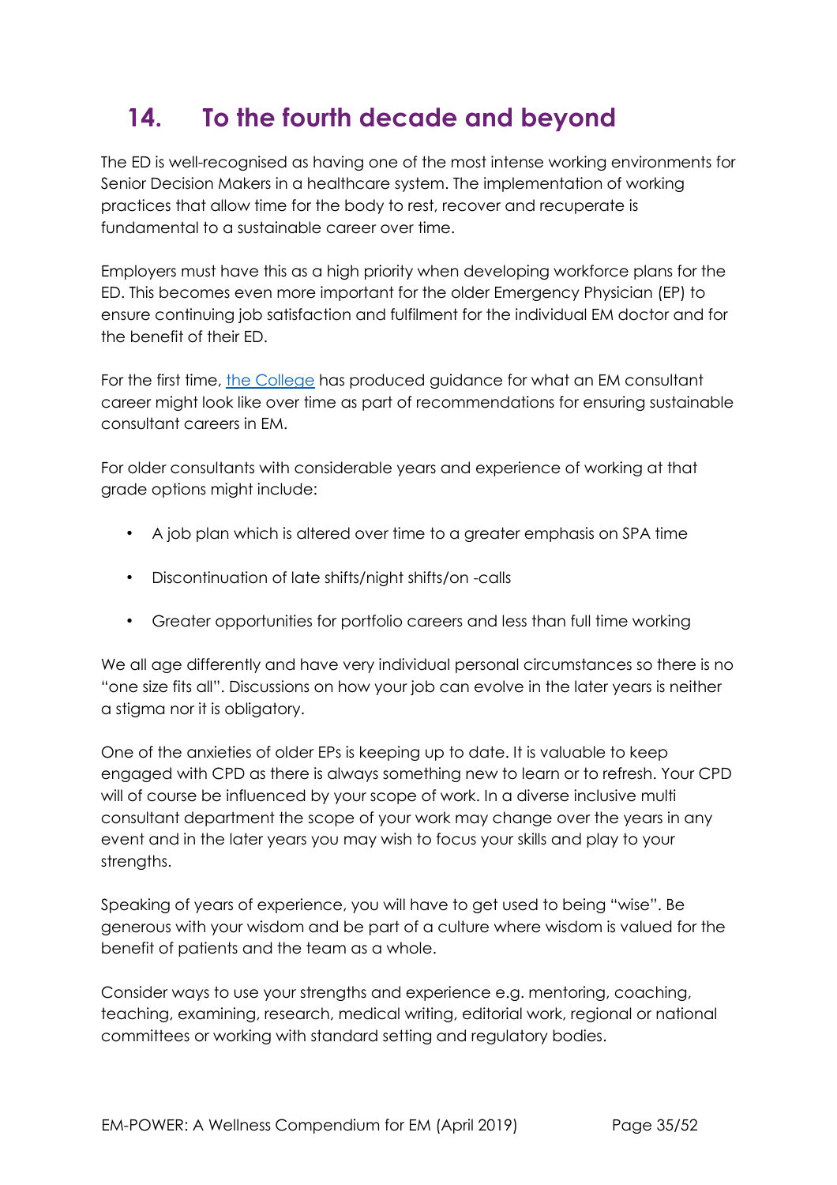## 14. To the fourth decade and beyond

The ED is well-recognised as having one of the most intense working environments for Senior Decision Makers in a healthcare system. The implementation of working practices that allow time for the body to rest, recover and recuperate is fundamental to a sustainable career over time.

Employers must have this as a high priority when developing workforce plans for the ED. This becomes even more important for the older Emergency Physician (EP) to ensure continuing job satisfaction and fulfilment for the individual EM doctor and for the benefit of their ED.

For the first time, the College has produced guidance for what an EM consultant career might look like over time as part of recommendations for ensuring sustainable consultant careers in EM.

For older consultants with considerable years and experience of working at that grade options might include:

- A job plan which is altered over time to a greater emphasis on SPA time
- Discontinuation of late shifts/night shifts/on -calls
- Greater opportunities for portfolio careers and less than full time working

We all age differently and have very individual personal circumstances so there is no "one size fits all". Discussions on how your job can evolve in the later years is neither a stigma nor it is obligatory.

One of the anxieties of older EPs is keeping up to date. It is valuable to keep engaged with CPD as there is always something new to learn or to refresh. Your CPD will of course be influenced by your scope of work. In a diverse inclusive multi consultant department the scope of your work may change over the years in any event and in the later years you may wish to focus your skills and play to your strengths.

Speaking of years of experience, you will have to get used to being "wise". Be generous with your wisdom and be part of a culture where wisdom is valued for the benefit of patients and the team as a whole.

Consider ways to use your strengths and experience e.g. mentoring, coaching, teaching, examining, research, medical writing, editorial work, regional or national committees or working with standard setting and regulatory bodies.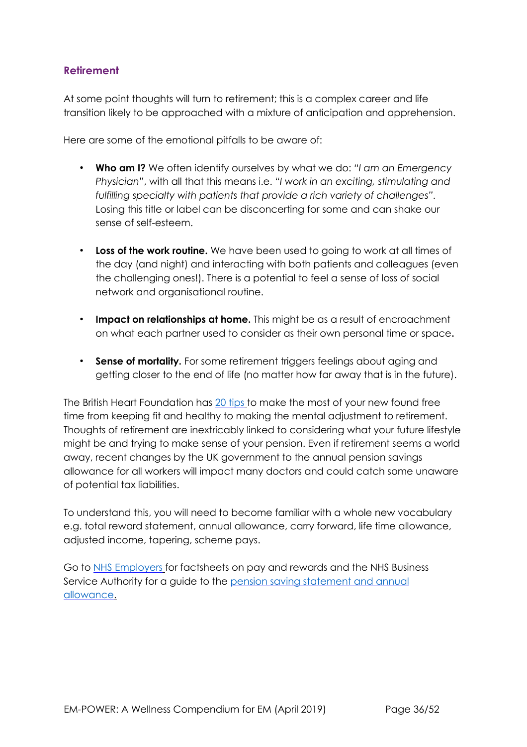## Retirement

At some point thoughts will turn to retirement; this is a complex career and life transition likely to be approached with a mixture of anticipation and apprehension.

Here are some of the emotional pitfalls to be aware of:

- **Who am I?** We often identify ourselves by what we do: *"I am an Emergency Physician"*, with all that this means i.e. *"I work in an exciting, stimulating and fulfilling specialty with patients that provide a rich variety of challenges"*. Losing this title or label can be disconcerting for some and can shake our sense of self-esteem.

- **Loss of the work routine.** We have been used to going to work at all times of the day (and night) and interacting with both patients and colleagues (even the challenging ones!). There is a potential to feel a sense of loss of social network and organisational routine.

- **Impact on relationships at home.** This might be as a result of encroachment on what each partner used to consider as their own personal time or space**.**

- **Sense of mortality.** For some retirement triggers feelings about aging and getting closer to the end of life (no matter how far away that is in the future).

The British Heart Foundation has 20 tips to make the most of your new found free time from keeping fit and healthy to making the mental adjustment to retirement. Thoughts of retirement are inextricably linked to considering what your future lifestyle might be and trying to make sense of your pension. Even if retirement seems a world away, recent changes by the UK government to the annual pension savings allowance for all workers will impact many doctors and could catch some unaware of potential tax liabilities.

To understand this, you will need to become familiar with a whole new vocabulary e.g. total reward statement, annual allowance, carry forward, life time allowance, adjusted income, tapering, scheme pays.

Go to NHS Employers for factsheets on pay and rewards and the NHS Business Service Authority for a guide to the pension saving statement and annual allowance.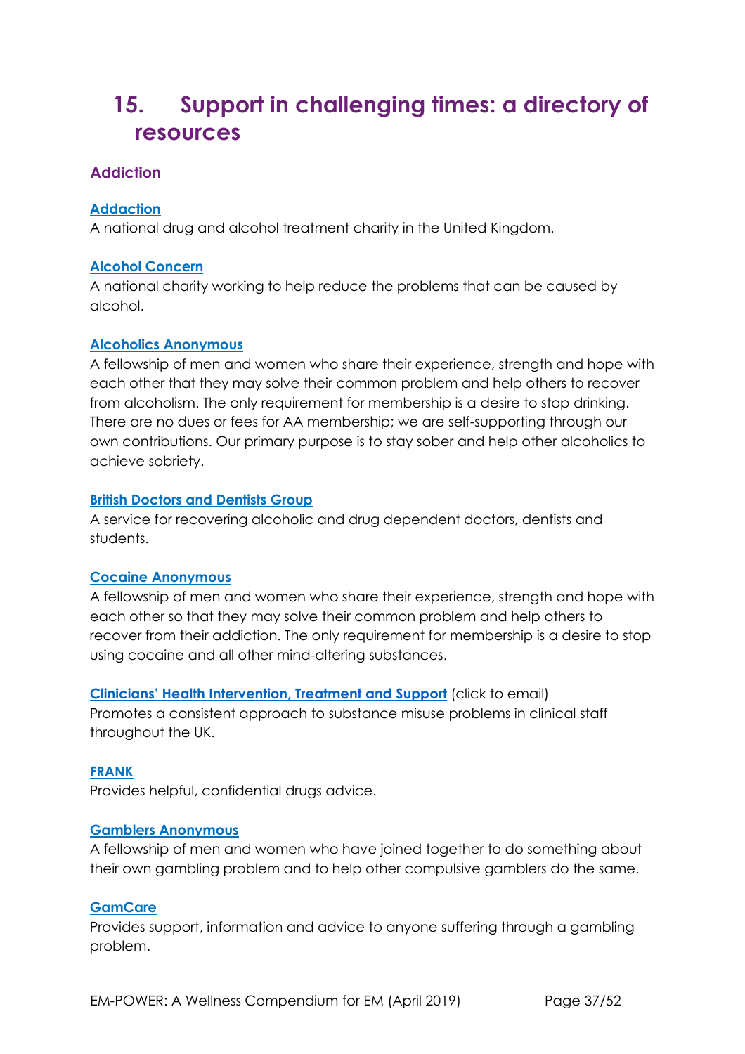# 15. Support in challenging times: a directory of resources

## Addiction

**Addaction**
A national drug and alcohol treatment charity in the United Kingdom.

**Alcohol Concern**
A national charity working to help reduce the problems that can be caused by alcohol.

**Alcoholics Anonymous**
A fellowship of men and women who share their experience, strength and hope with each other that they may solve their common problem and help others to recover from alcoholism. The only requirement for membership is a desire to stop drinking. There are no dues or fees for AA membership; we are self-supporting through our own contributions. Our primary purpose is to stay sober and help other alcoholics to achieve sobriety.

**British Doctors and Dentists Group**
A service for recovering alcoholic and drug dependent doctors, dentists and students.

**Cocaine Anonymous**
A fellowship of men and women who share their experience, strength and hope with each other so that they may solve their common problem and help others to recover from their addiction. The only requirement for membership is a desire to stop using cocaine and all other mind-altering substances.

**Clinicians' Health Intervention, Treatment and Support** (click to email)
Promotes a consistent approach to substance misuse problems in clinical staff throughout the UK.

**FRANK**
Provides helpful, confidential drugs advice.

**Gamblers Anonymous**
A fellowship of men and women who have joined together to do something about their own gambling problem and to help other compulsive gamblers do the same.

**GamCare**
Provides support, information and advice to anyone suffering through a gambling problem.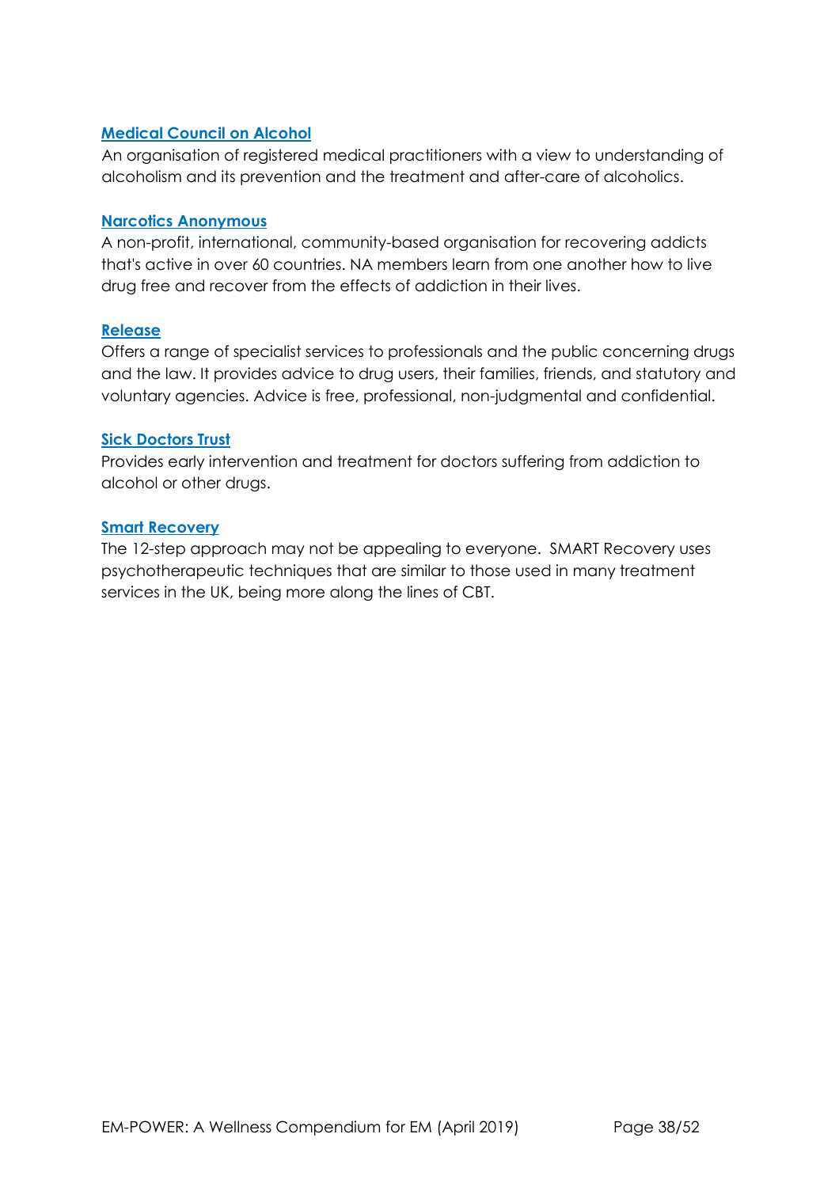**[Medical Council on Alcohol](#)**
An organisation of registered medical practitioners with a view to understanding of alcoholism and its prevention and the treatment and after-care of alcoholics.

**[Narcotics Anonymous](#)**
A non-profit, international, community-based organisation for recovering addicts that's active in over 60 countries. NA members learn from one another how to live drug free and recover from the effects of addiction in their lives.

**[Release](#)**
Offers a range of specialist services to professionals and the public concerning drugs and the law. It provides advice to drug users, their families, friends, and statutory and voluntary agencies. Advice is free, professional, non-judgmental and confidential.

**[Sick Doctors Trust](#)**
Provides early intervention and treatment for doctors suffering from addiction to alcohol or other drugs.

**[Smart Recovery](#)**
The 12-step approach may not be appealing to everyone. SMART Recovery uses psychotherapeutic techniques that are similar to those used in many treatment services in the UK, being more along the lines of CBT.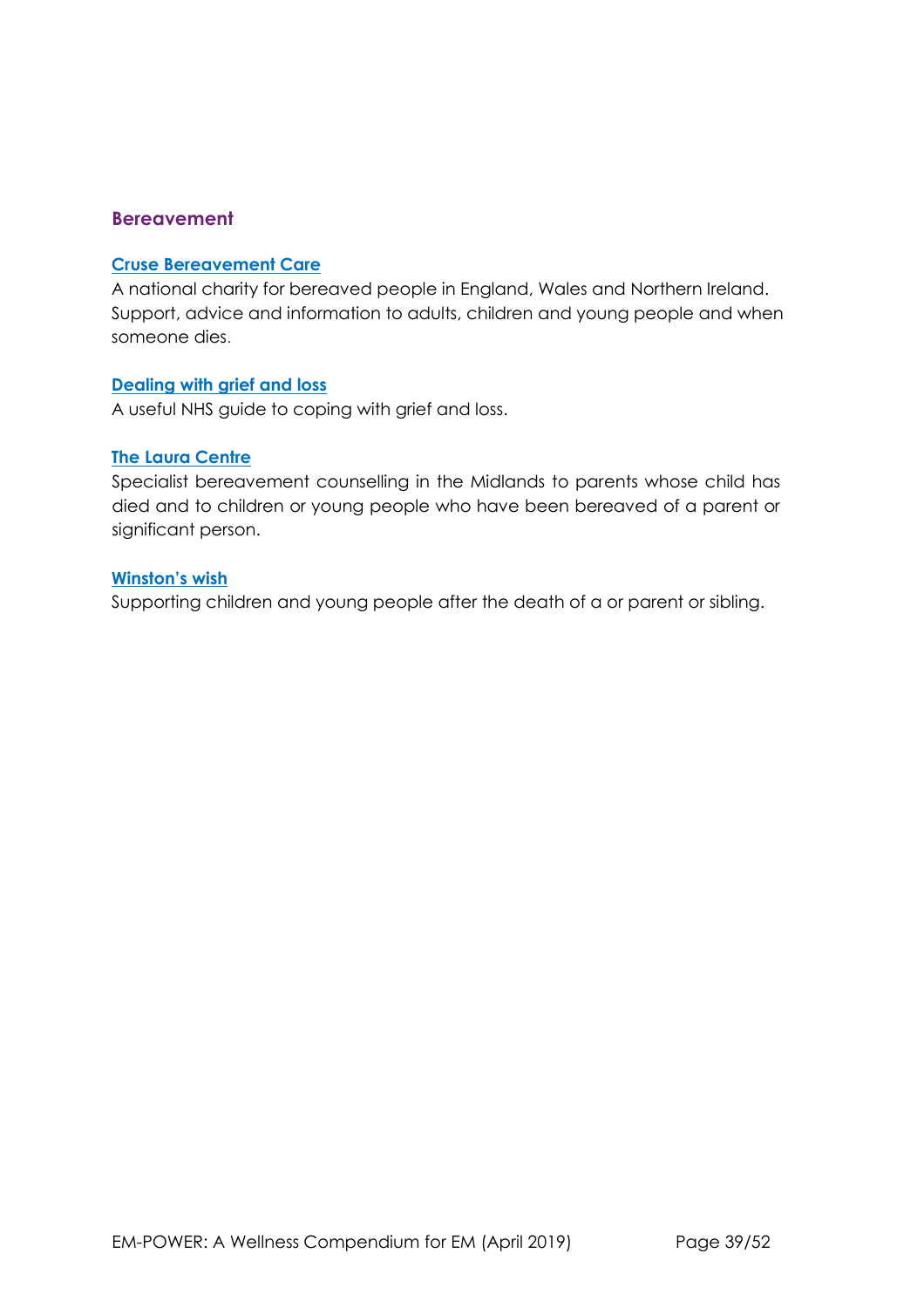## Bereavement

**Cruse Bereavement Care**

A national charity for bereaved people in England, Wales and Northern Ireland. Support, advice and information to adults, children and young people and when someone dies.

**Dealing with grief and loss**

A useful NHS guide to coping with grief and loss.

**The Laura Centre**

Specialist bereavement counselling in the Midlands to parents whose child has died and to children or young people who have been bereaved of a parent or significant person.

**Winston's wish**

Supporting children and young people after the death of a or parent or sibling.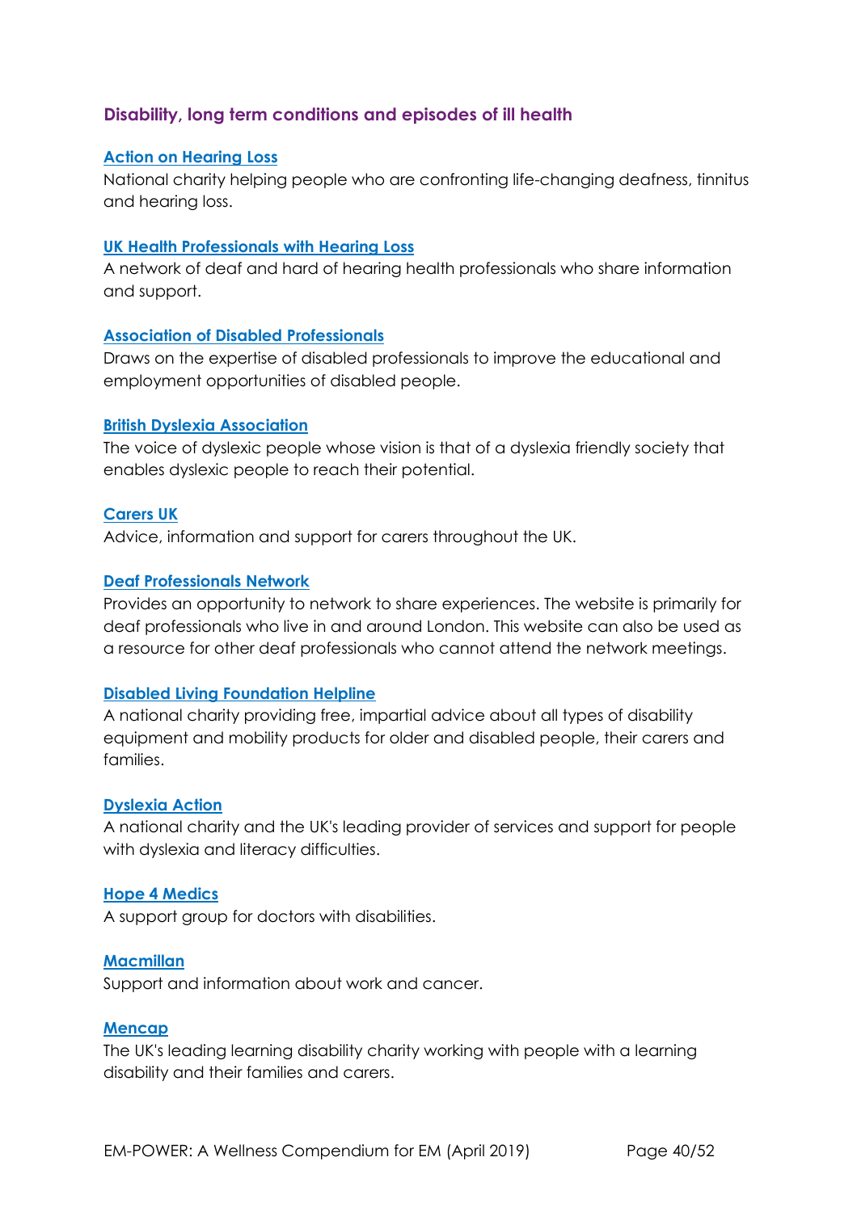## Disability, long term conditions and episodes of ill health

**Action on Hearing Loss**
National charity helping people who are confronting life-changing deafness, tinnitus and hearing loss.

**UK Health Professionals with Hearing Loss**
A network of deaf and hard of hearing health professionals who share information and support.

**Association of Disabled Professionals**
Draws on the expertise of disabled professionals to improve the educational and employment opportunities of disabled people.

**British Dyslexia Association**
The voice of dyslexic people whose vision is that of a dyslexia friendly society that enables dyslexic people to reach their potential.

**Carers UK**
Advice, information and support for carers throughout the UK.

**Deaf Professionals Network**
Provides an opportunity to network to share experiences. The website is primarily for deaf professionals who live in and around London. This website can also be used as a resource for other deaf professionals who cannot attend the network meetings.

**Disabled Living Foundation Helpline**
A national charity providing free, impartial advice about all types of disability equipment and mobility products for older and disabled people, their carers and families.

**Dyslexia Action**
A national charity and the UK's leading provider of services and support for people with dyslexia and literacy difficulties.

**Hope 4 Medics**
A support group for doctors with disabilities.

**Macmillan**
Support and information about work and cancer.

**Mencap**
The UK's leading learning disability charity working with people with a learning disability and their families and carers.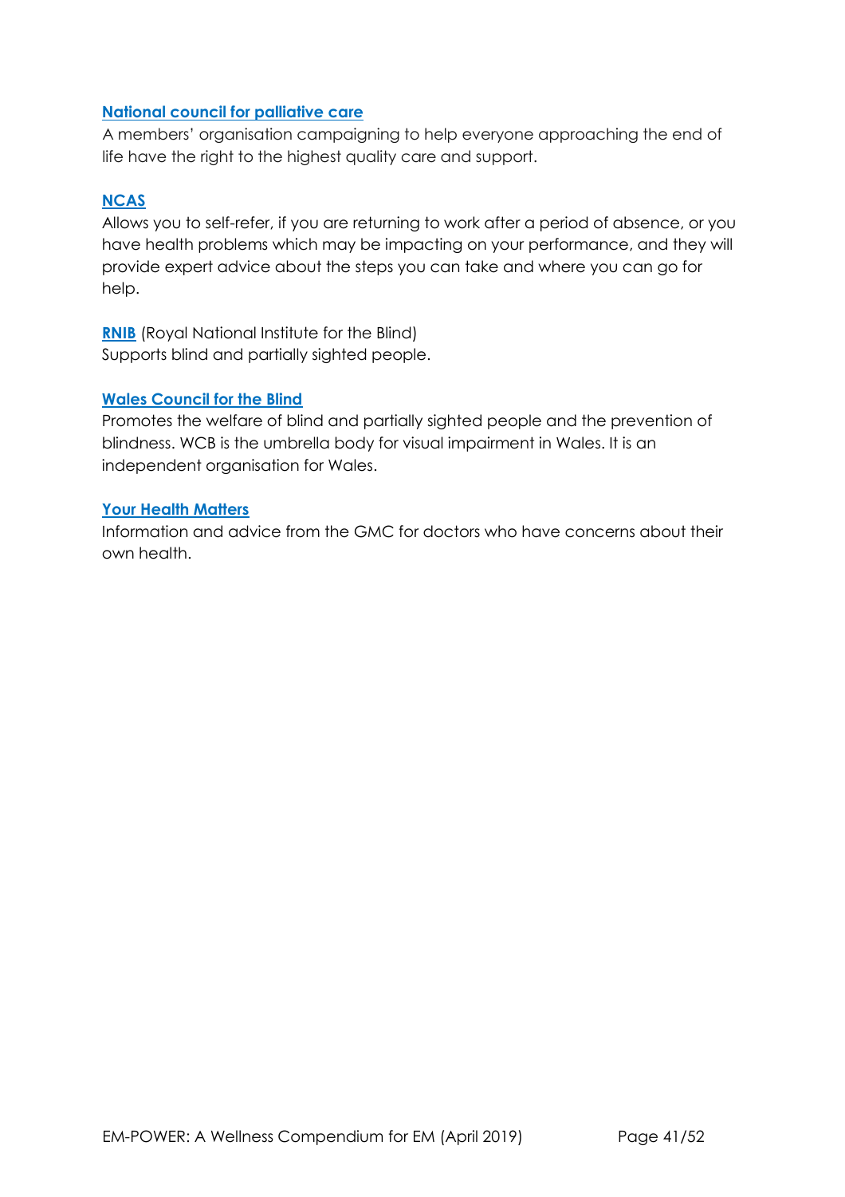**National council for palliative care**
A members' organisation campaigning to help everyone approaching the end of life have the right to the highest quality care and support.

**NCAS**
Allows you to self-refer, if you are returning to work after a period of absence, or you have health problems which may be impacting on your performance, and they will provide expert advice about the steps you can take and where you can go for help.

**RNIB** (Royal National Institute for the Blind)
Supports blind and partially sighted people.

**Wales Council for the Blind**
Promotes the welfare of blind and partially sighted people and the prevention of blindness. WCB is the umbrella body for visual impairment in Wales. It is an independent organisation for Wales.

**Your Health Matters**
Information and advice from the GMC for doctors who have concerns about their own health.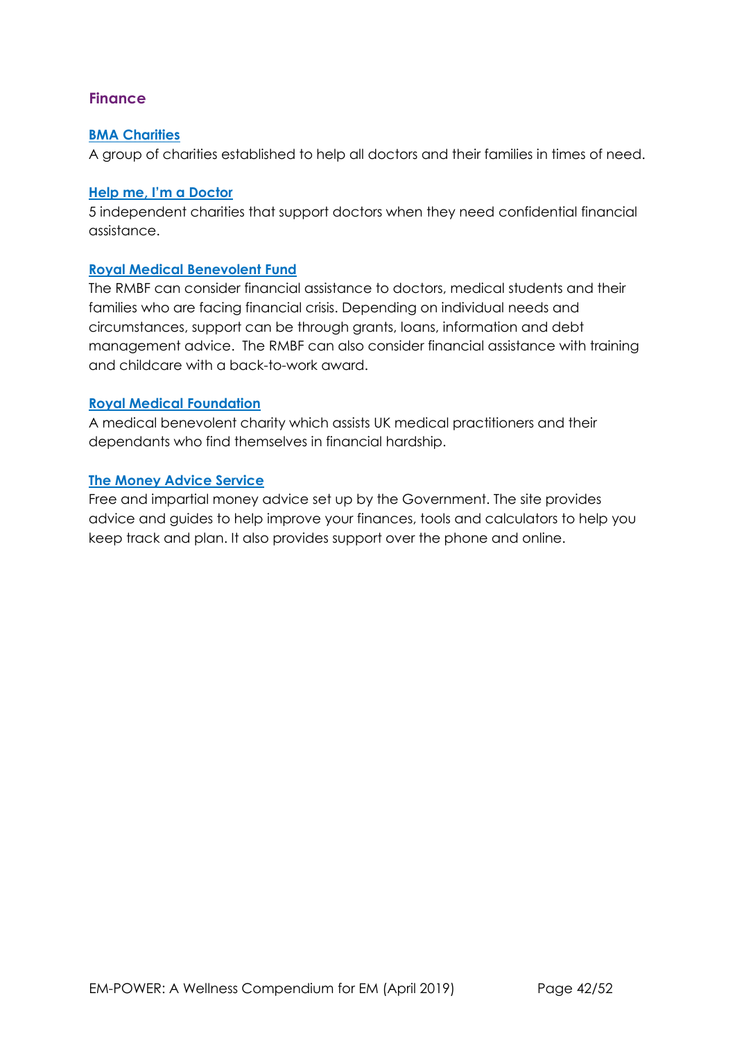## Finance

### BMA Charities

A group of charities established to help all doctors and their families in times of need.

### Help me, I'm a Doctor

5 independent charities that support doctors when they need confidential financial assistance.

### Royal Medical Benevolent Fund

The RMBF can consider financial assistance to doctors, medical students and their families who are facing financial crisis. Depending on individual needs and circumstances, support can be through grants, loans, information and debt management advice. The RMBF can also consider financial assistance with training and childcare with a back-to-work award.

### Royal Medical Foundation

A medical benevolent charity which assists UK medical practitioners and their dependants who find themselves in financial hardship.

### The Money Advice Service

Free and impartial money advice set up by the Government. The site provides advice and guides to help improve your finances, tools and calculators to help you keep track and plan. It also provides support over the phone and online.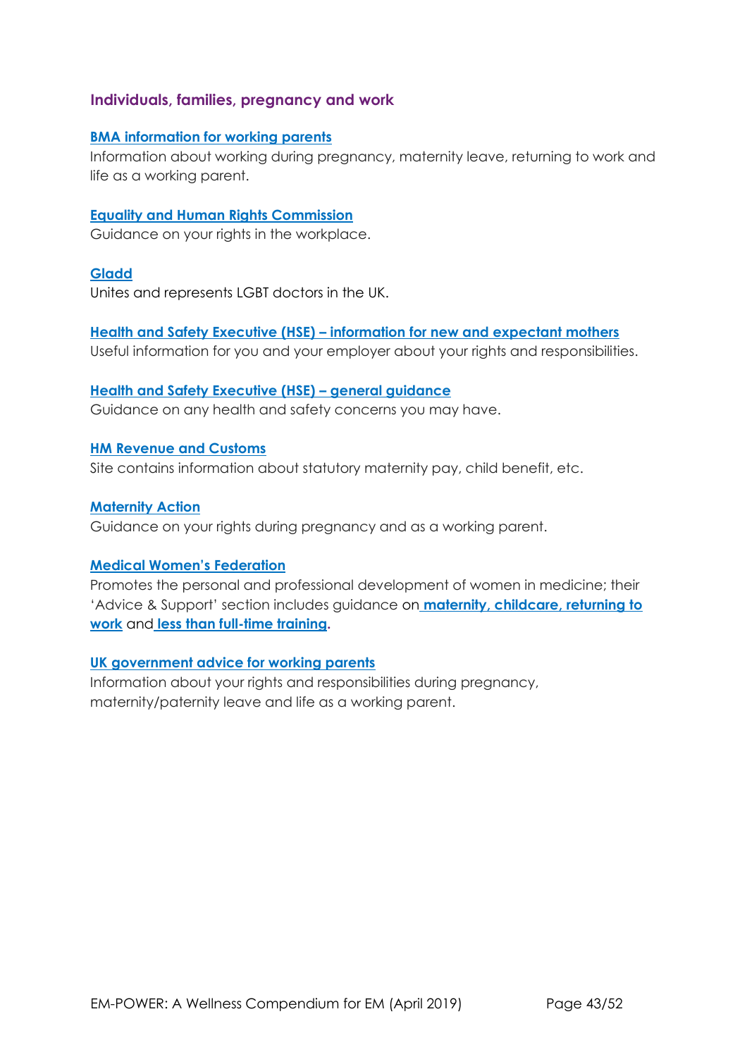### Individuals, families, pregnancy and work

**BMA information for working parents**
Information about working during pregnancy, maternity leave, returning to work and life as a working parent.

**Equality and Human Rights Commission**
Guidance on your rights in the workplace.

**Gladd**
Unites and represents LGBT doctors in the UK.

**Health and Safety Executive (HSE) – information for new and expectant mothers**
Useful information for you and your employer about your rights and responsibilities.

**Health and Safety Executive (HSE) – general guidance**
Guidance on any health and safety concerns you may have.

**HM Revenue and Customs**
Site contains information about statutory maternity pay, child benefit, etc.

**Maternity Action**
Guidance on your rights during pregnancy and as a working parent.

**Medical Women's Federation**
Promotes the personal and professional development of women in medicine; their 'Advice & Support' section includes guidance on **maternity, childcare, returning to work** and **less than full-time training**.

**UK government advice for working parents**
Information about your rights and responsibilities during pregnancy, maternity/paternity leave and life as a working parent.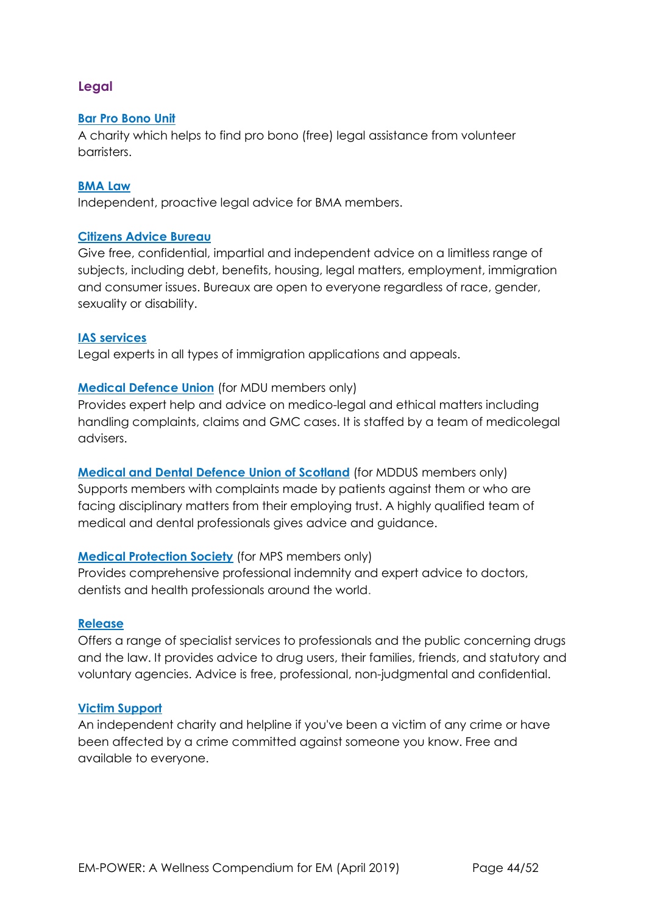## Legal

**Bar Pro Bono Unit**
A charity which helps to find pro bono (free) legal assistance from volunteer barristers.

**BMA Law**
Independent, proactive legal advice for BMA members.

**Citizens Advice Bureau**
Give free, confidential, impartial and independent advice on a limitless range of subjects, including debt, benefits, housing, legal matters, employment, immigration and consumer issues. Bureaux are open to everyone regardless of race, gender, sexuality or disability.

**IAS services**
Legal experts in all types of immigration applications and appeals.

**Medical Defence Union** (for MDU members only)
Provides expert help and advice on medico-legal and ethical matters including handling complaints, claims and GMC cases. It is staffed by a team of medicolegal advisers.

**Medical and Dental Defence Union of Scotland** (for MDDUS members only)
Supports members with complaints made by patients against them or who are facing disciplinary matters from their employing trust. A highly qualified team of medical and dental professionals gives advice and guidance.

**Medical Protection Society** (for MPS members only)
Provides comprehensive professional indemnity and expert advice to doctors, dentists and health professionals around the world.

**Release**
Offers a range of specialist services to professionals and the public concerning drugs and the law. It provides advice to drug users, their families, friends, and statutory and voluntary agencies. Advice is free, professional, non-judgmental and confidential.

**Victim Support**
An independent charity and helpline if you've been a victim of any crime or have been affected by a crime committed against someone you know. Free and available to everyone.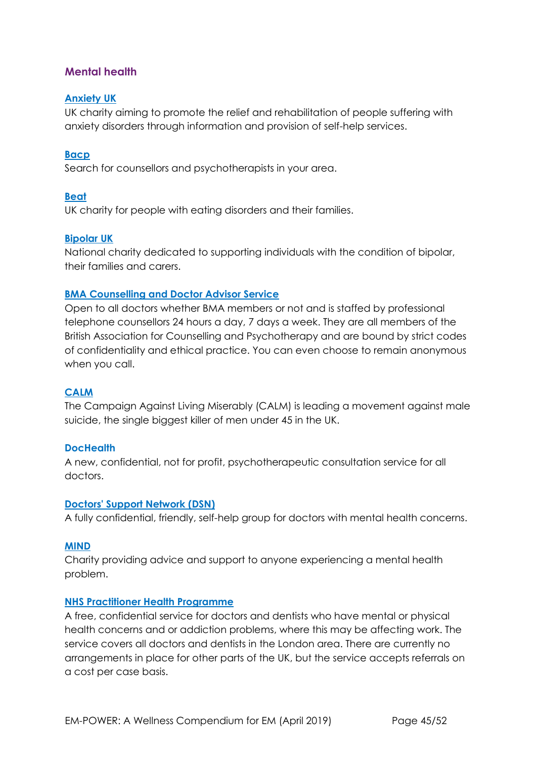## Mental health

### Anxiety UK

UK charity aiming to promote the relief and rehabilitation of people suffering with anxiety disorders through information and provision of self-help services.

### Bacp

Search for counsellors and psychotherapists in your area.

### Beat

UK charity for people with eating disorders and their families.

### Bipolar UK

National charity dedicated to supporting individuals with the condition of bipolar, their families and carers.

### BMA Counselling and Doctor Advisor Service

Open to all doctors whether BMA members or not and is staffed by professional telephone counsellors 24 hours a day, 7 days a week. They are all members of the British Association for Counselling and Psychotherapy and are bound by strict codes of confidentiality and ethical practice. You can even choose to remain anonymous when you call.

### CALM

The Campaign Against Living Miserably (CALM) is leading a movement against male suicide, the single biggest killer of men under 45 in the UK.

### DocHealth

A new, confidential, not for profit, psychotherapeutic consultation service for all doctors.

### Doctors' Support Network (DSN)

A fully confidential, friendly, self-help group for doctors with mental health concerns.

### MIND

Charity providing advice and support to anyone experiencing a mental health problem.

### NHS Practitioner Health Programme

A free, confidential service for doctors and dentists who have mental or physical health concerns and or addiction problems, where this may be affecting work. The service covers all doctors and dentists in the London area. There are currently no arrangements in place for other parts of the UK, but the service accepts referrals on a cost per case basis.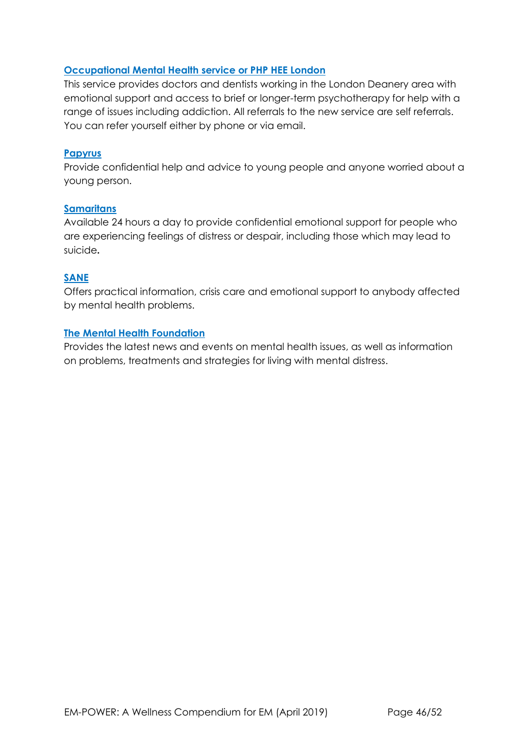**Occupational Mental Health service or PHP HEE London**

This service provides doctors and dentists working in the London Deanery area with emotional support and access to brief or longer-term psychotherapy for help with a range of issues including addiction. All referrals to the new service are self referrals. You can refer yourself either by phone or via email.

**Papyrus**

Provide confidential help and advice to young people and anyone worried about a young person.

**Samaritans**

Available 24 hours a day to provide confidential emotional support for people who are experiencing feelings of distress or despair, including those which may lead to suicide**.**

**SANE**

Offers practical information, crisis care and emotional support to anybody affected by mental health problems.

**The Mental Health Foundation**

Provides the latest news and events on mental health issues, as well as information on problems, treatments and strategies for living with mental distress.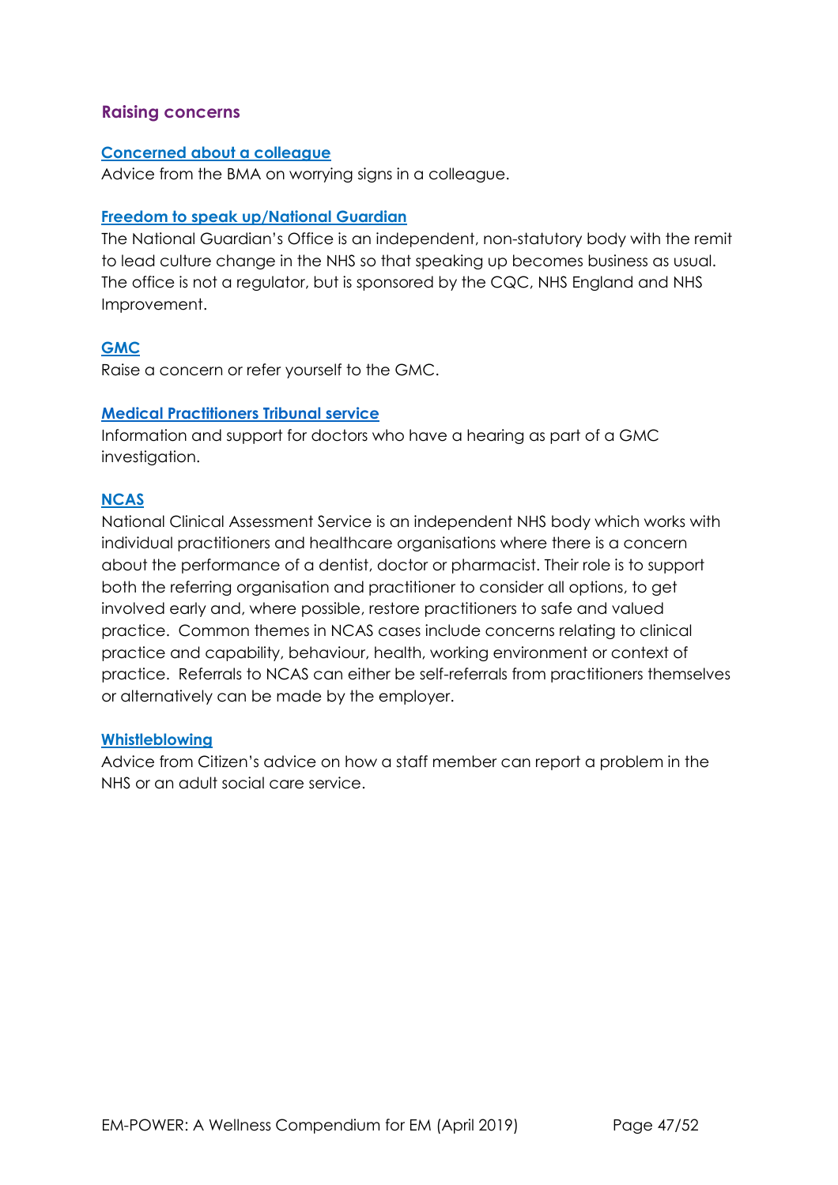## Raising concerns

**Concerned about a colleague**

Advice from the BMA on worrying signs in a colleague.

**Freedom to speak up/National Guardian**

The National Guardian's Office is an independent, non-statutory body with the remit to lead culture change in the NHS so that speaking up becomes business as usual. The office is not a regulator, but is sponsored by the CQC, NHS England and NHS Improvement.

**GMC**

Raise a concern or refer yourself to the GMC.

**Medical Practitioners Tribunal service**

Information and support for doctors who have a hearing as part of a GMC investigation.

**NCAS**

National Clinical Assessment Service is an independent NHS body which works with individual practitioners and healthcare organisations where there is a concern about the performance of a dentist, doctor or pharmacist. Their role is to support both the referring organisation and practitioner to consider all options, to get involved early and, where possible, restore practitioners to safe and valued practice. Common themes in NCAS cases include concerns relating to clinical practice and capability, behaviour, health, working environment or context of practice. Referrals to NCAS can either be self-referrals from practitioners themselves or alternatively can be made by the employer.

**Whistleblowing**

Advice from Citizen's advice on how a staff member can report a problem in the NHS or an adult social care service.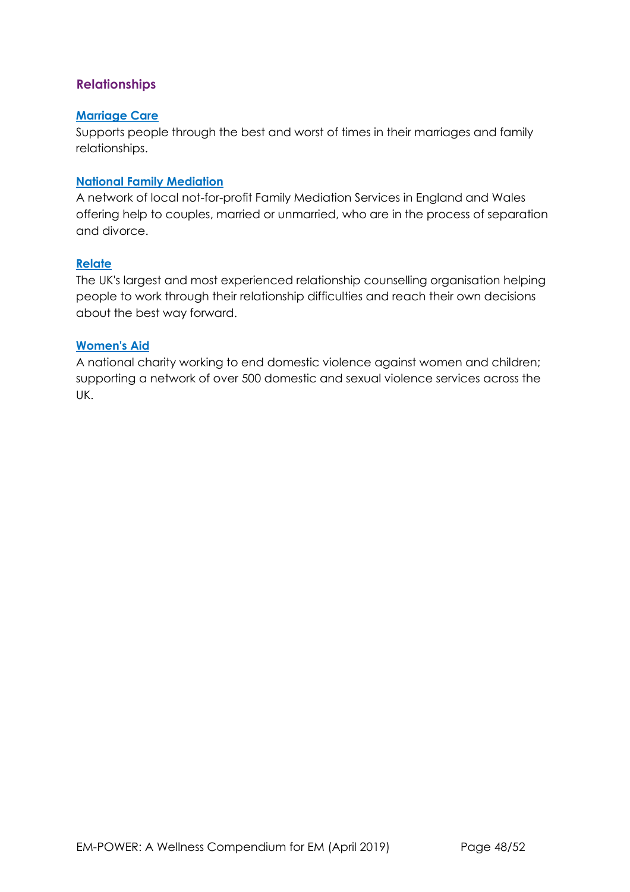## Relationships

**Marriage Care**

Supports people through the best and worst of times in their marriages and family relationships.

**National Family Mediation**

A network of local not-for-profit Family Mediation Services in England and Wales offering help to couples, married or unmarried, who are in the process of separation and divorce.

**Relate**

The UK's largest and most experienced relationship counselling organisation helping people to work through their relationship difficulties and reach their own decisions about the best way forward.

**Women's Aid**

A national charity working to end domestic violence against women and children; supporting a network of over 500 domestic and sexual violence services across the UK.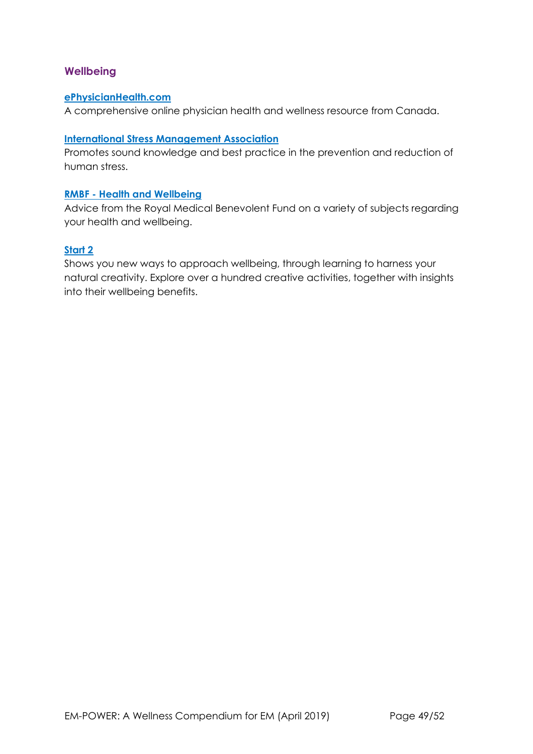## Wellbeing

**ePhysicianHealth.com**
A comprehensive online physician health and wellness resource from Canada.

**International Stress Management Association**
Promotes sound knowledge and best practice in the prevention and reduction of human stress.

**RMBF - Health and Wellbeing**
Advice from the Royal Medical Benevolent Fund on a variety of subjects regarding your health and wellbeing.

**Start 2**
Shows you new ways to approach wellbeing, through learning to harness your natural creativity. Explore over a hundred creative activities, together with insights into their wellbeing benefits.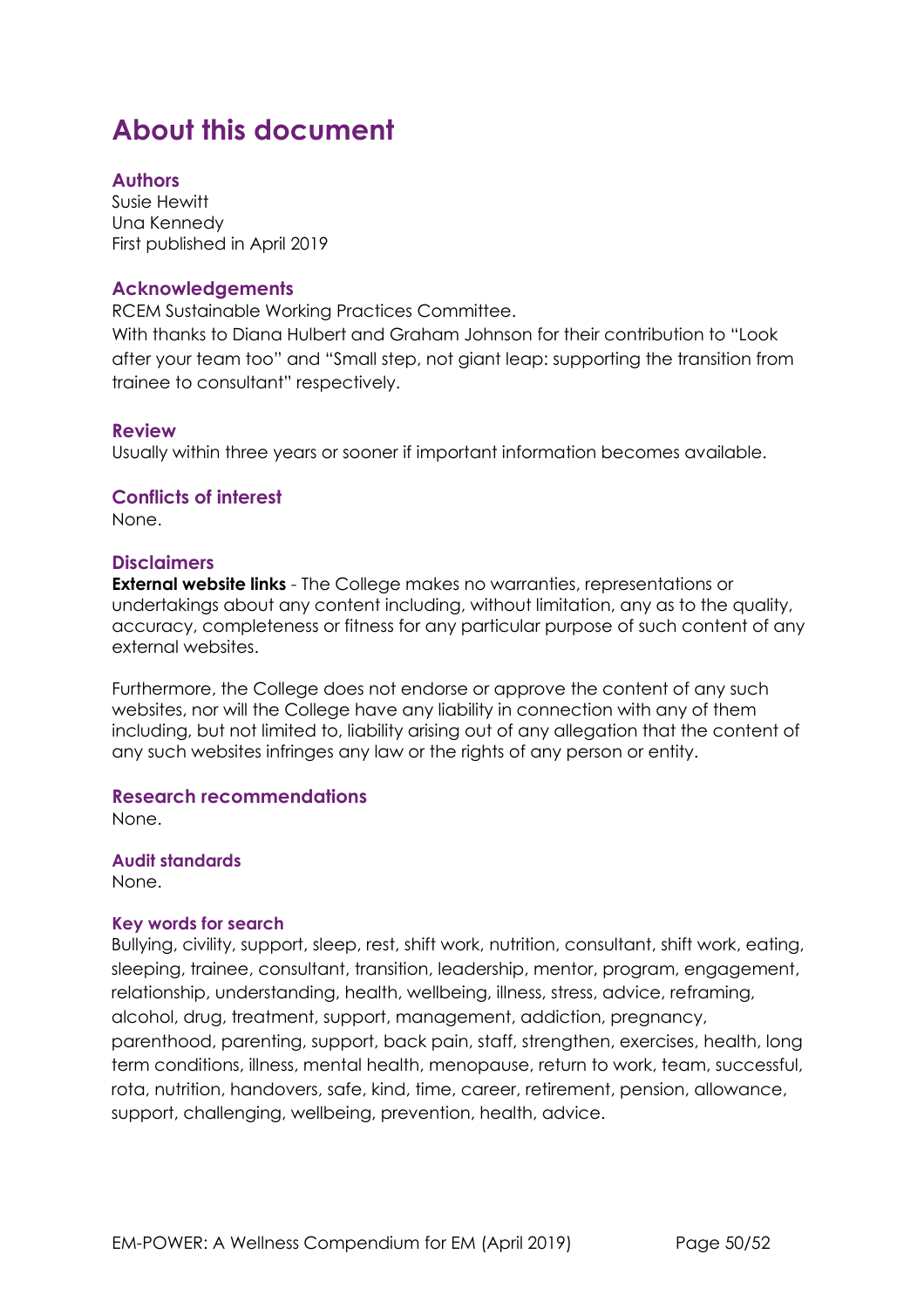# About this document

## Authors

Susie Hewitt
Una Kennedy
First published in April 2019

## Acknowledgements

RCEM Sustainable Working Practices Committee.
With thanks to Diana Hulbert and Graham Johnson for their contribution to "Look after your team too" and "Small step, not giant leap: supporting the transition from trainee to consultant" respectively.

## Review

Usually within three years or sooner if important information becomes available.

## Conflicts of interest

None.

## Disclaimers

**External website links** - The College makes no warranties, representations or undertakings about any content including, without limitation, any as to the quality, accuracy, completeness or fitness for any particular purpose of such content of any external websites.

Furthermore, the College does not endorse or approve the content of any such websites, nor will the College have any liability in connection with any of them including, but not limited to, liability arising out of any allegation that the content of any such websites infringes any law or the rights of any person or entity.

## Research recommendations

None.

### Audit standards

None.

#### Key words for search

Bullying, civility, support, sleep, rest, shift work, nutrition, consultant, shift work, eating, sleeping, trainee, consultant, transition, leadership, mentor, program, engagement, relationship, understanding, health, wellbeing, illness, stress, advice, reframing, alcohol, drug, treatment, support, management, addiction, pregnancy, parenthood, parenting, support, back pain, staff, strengthen, exercises, health, long term conditions, illness, mental health, menopause, return to work, team, successful, rota, nutrition, handovers, safe, kind, time, career, retirement, pension, allowance, support, challenging, wellbeing, prevention, health, advice.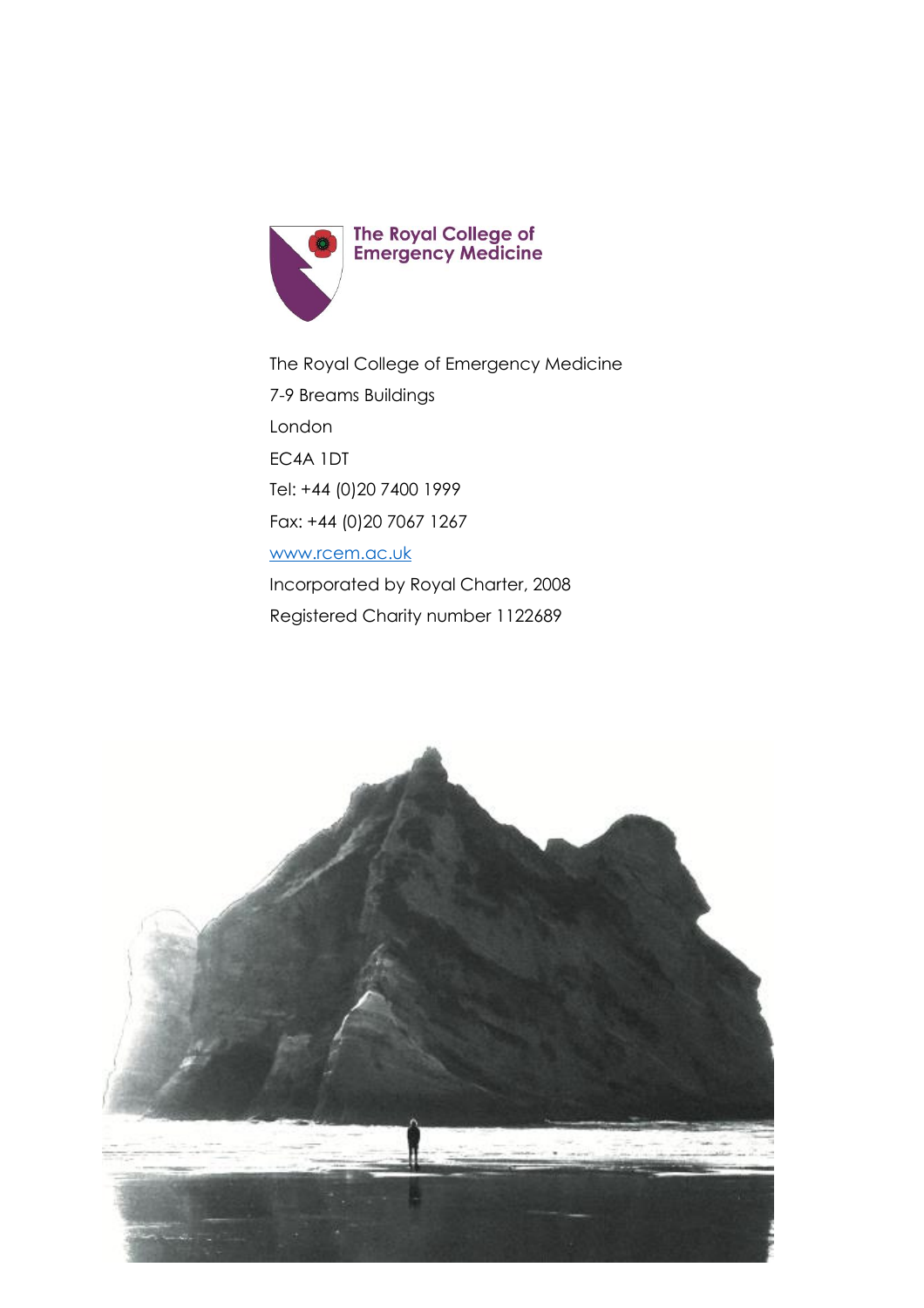The Royal College of Emergency Medicine

The Royal College of Emergency Medicine

7-9 Breams Buildings

London

EC4A 1DT

Tel: +44 (0)20 7400 1999

Fax: +44 (0)20 7067 1267

www.rcem.ac.uk

Incorporated by Royal Charter, 2008

Registered Charity number 1122689